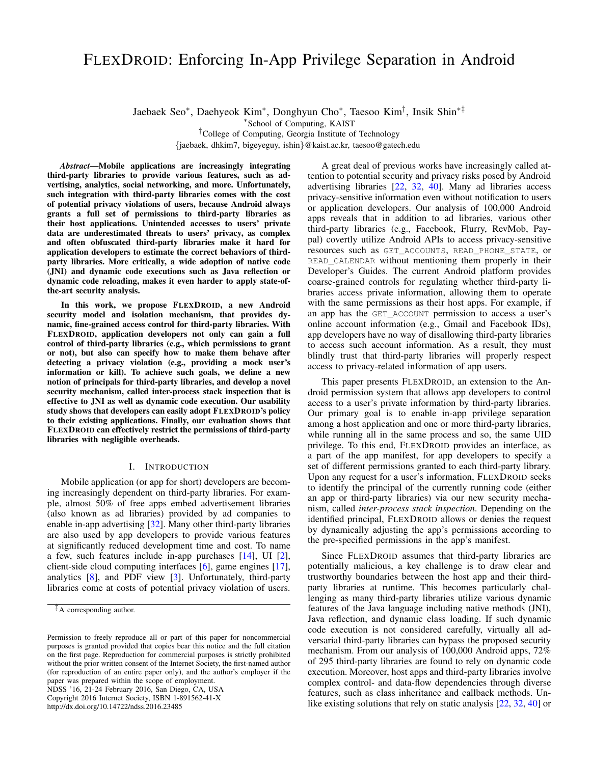# FlexDroid: Enforcing In-App Privilege Separation in Android

Jaebaek Seo[*], Daehyeok Kim[*], Donghyun Cho[*], Taesoo Kim[†], Insik Shin[*‡]

[*]School of Computing, KAIST

[†]College of Computing, Georgia Institute of Technology

{jaebaek, dhkim7, bigeyeguy, ishin}@kaist.ac.kr, taesoo@gatech.edu

***Abstract*—Mobile applications are increasingly integrating third-party libraries to provide various features, such as advertising, analytics, social networking, and more. Unfortunately, such integration with third-party libraries comes with the cost of potential privacy violations of users, because Android always grants a full set of permissions to third-party libraries as their host applications. Unintended accesses to users' private data are underestimated threats to users' privacy, as complex and often obfuscated third-party libraries make it hard for application developers to estimate the correct behaviors of third-party libraries. More critically, a wide adoption of native code (JNI) and dynamic code executions such as Java reflection or dynamic code reloading, makes it even harder to apply state-of-the-art security analysis.**

**In this work, we propose FlexDroid, a new Android security model and isolation mechanism, that provides dynamic, fine-grained access control for third-party libraries. With FlexDroid, application developers not only can gain a full control of third-party libraries (e.g., which permissions to grant or not), but also can specify how to make them behave after detecting a privacy violation (e.g., providing a mock user's information or kill). To achieve such goals, we define a new notion of principals for third-party libraries, and develop a novel security mechanism, called inter-process stack inspection that is effective to JNI as well as dynamic code execution. Our usability study shows that developers can easily adopt FlexDroid's policy to their existing applications. Finally, our evaluation shows that FlexDroid can effectively restrict the permissions of third-party libraries with negligible overheads.**

## I. Introduction

Mobile application (or app for short) developers are becoming increasingly dependent on third-party libraries. For example, almost 50% of free apps embed advertisement libraries (also known as ad libraries) provided by ad companies to enable in-app advertising [32]. Many other third-party libraries are also used by app developers to provide various features at significantly reduced development time and cost. To name a few, such features include in-app purchases [14], UI [2], client-side cloud computing interfaces [6], game engines [17], analytics [8], and PDF view [3]. Unfortunately, third-party libraries come at costs of potential privacy violation of users.

A great deal of previous works have increasingly called attention to potential security and privacy risks posed by Android advertising libraries [22, 32, 40]. Many ad libraries access privacy-sensitive information even without notification to users or application developers. Our analysis of 100,000 Android apps reveals that in addition to ad libraries, various other third-party libraries (e.g., Facebook, Flurry, RevMob, Paypal) covertly utilize Android APIs to access privacy-sensitive resources such as `GET_ACCOUNTS`, `READ_PHONE_STATE`, or `READ_CALENDAR` without mentioning them properly in their Developer's Guides. The current Android platform provides coarse-grained controls for regulating whether third-party libraries access private information, allowing them to operate with the same permissions as their host apps. For example, if an app has the `GET_ACCOUNT` permission to access a user's online account information (e.g., Gmail and Facebook IDs), app developers have no way of disallowing third-party libraries to access such account information. As a result, they must blindly trust that third-party libraries will properly respect access to privacy-related information of app users.

This paper presents FlexDroid, an extension to the Android permission system that allows app developers to control access to a user's private information by third-party libraries. Our primary goal is to enable in-app privilege separation among a host application and one or more third-party libraries, while running all in the same process and so, the same UID privilege. To this end, FlexDroid provides an interface, as a part of the app manifest, for app developers to specify a set of different permissions granted to each third-party library. Upon any request for a user's information, FlexDroid seeks to identify the principal of the currently running code (either an app or third-party libraries) via our new security mechanism, called *inter-process stack inspection*. Depending on the identified principal, FlexDroid allows or denies the request by dynamically adjusting the app's permissions according to the pre-specified permissions in the app's manifest.

Since FlexDroid assumes that third-party libraries are potentially malicious, a key challenge is to draw clear and trustworthy boundaries between the host app and their third-party libraries at runtime. This becomes particularly challenging as many third-party libraries utilize various dynamic features of the Java language including native methods (JNI), Java reflection, and dynamic class loading. If such dynamic code execution is not considered carefully, virtually all adversarial third-party libraries can bypass the proposed security mechanism. From our analysis of 100,000 Android apps, 72% of 295 third-party libraries are found to rely on dynamic code execution. Moreover, host apps and third-party libraries involve complex control- and data-flow dependencies through diverse features, such as class inheritance and callback methods. Unlike existing solutions that rely on static analysis [22, 32, 40] or

[‡]A corresponding author.

Permission to freely reproduce all or part of this paper for noncommercial purposes is granted provided that copies bear this notice and the full citation on the first page. Reproduction for commercial purposes is strictly prohibited without the prior written consent of the Internet Society, the first-named author (for reproduction of an entire paper only), and the author's employer if the paper was prepared within the scope of employment.
NDSS '16, 21-24 February 2016, San Diego, CA, USA
Copyright 2016 Internet Society, ISBN 1-891562-41-X
http://dx.doi.org/10.14722/ndss.2016.23485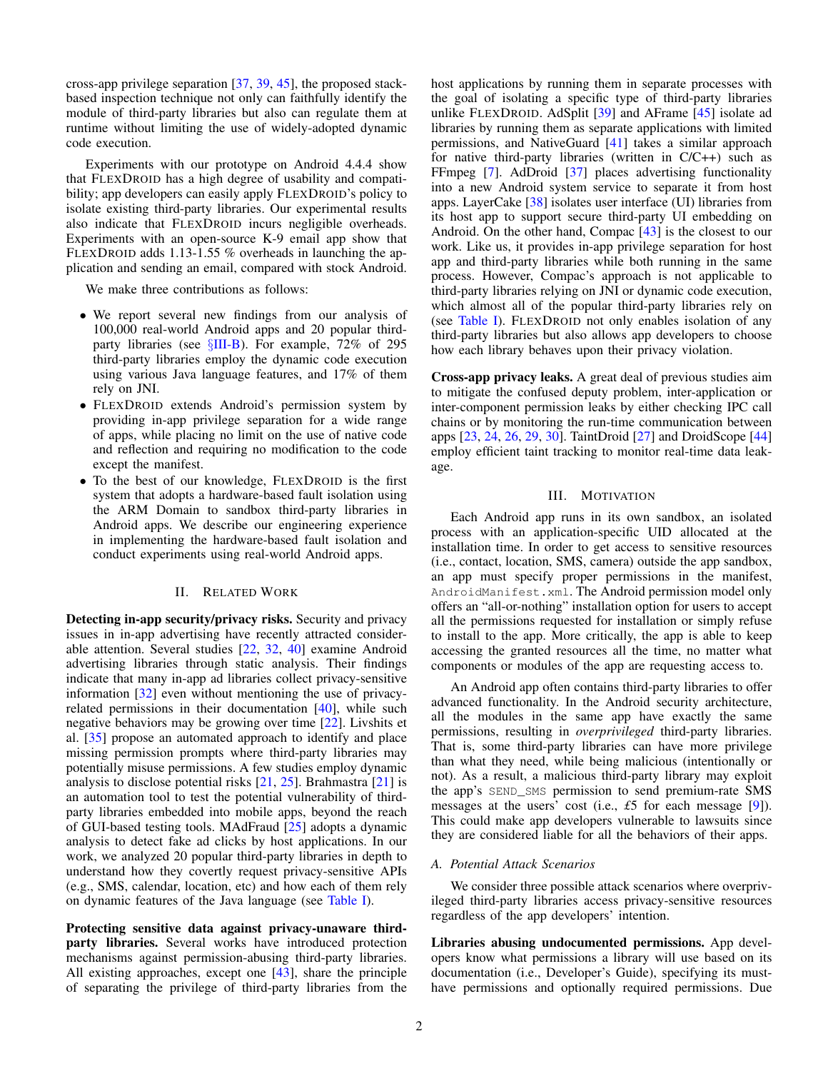cross-app privilege separation [37, 39, 45], the proposed stack-based inspection technique not only can faithfully identify the module of third-party libraries but also can regulate them at runtime without limiting the use of widely-adopted dynamic code execution.

Experiments with our prototype on Android 4.4.4 show that FLEXDROID has a high degree of usability and compatibility; app developers can easily apply FLEXDROID's policy to isolate existing third-party libraries. Our experimental results also indicate that FLEXDROID incurs negligible overheads. Experiments with an open-source K-9 email app show that FLEXDROID adds 1.13-1.55 % overheads in launching the application and sending an email, compared with stock Android.

We make three contributions as follows:

- We report several new findings from our analysis of 100,000 real-world Android apps and 20 popular third-party libraries (see §III-B). For example, 72% of 295 third-party libraries employ the dynamic code execution using various Java language features, and 17% of them rely on JNI.
- FLEXDROID extends Android's permission system by providing in-app privilege separation for a wide range of apps, while placing no limit on the use of native code and reflection and requiring no modification to the code except the manifest.
- To the best of our knowledge, FLEXDROID is the first system that adopts a hardware-based fault isolation using the ARM Domain to sandbox third-party libraries in Android apps. We describe our engineering experience in implementing the hardware-based fault isolation and conduct experiments using real-world Android apps.

## II. Related Work

**Detecting in-app security/privacy risks.** Security and privacy issues in in-app advertising have recently attracted considerable attention. Several studies [22, 32, 40] examine Android advertising libraries through static analysis. Their findings indicate that many in-app ad libraries collect privacy-sensitive information [32] even without mentioning the use of privacy-related permissions in their documentation [40], while such negative behaviors may be growing over time [22]. Livshits et al. [35] propose an automated approach to identify and place missing permission prompts where third-party libraries may potentially misuse permissions. A few studies employ dynamic analysis to disclose potential risks [21, 25]. Brahmastra [21] is an automation tool to test the potential vulnerability of third-party libraries embedded into mobile apps, beyond the reach of GUI-based testing tools. MAdFraud [25] adopts a dynamic analysis to detect fake ad clicks by host applications. In our work, we analyzed 20 popular third-party libraries in depth to understand how they covertly request privacy-sensitive APIs (e.g., SMS, calendar, location, etc) and how each of them rely on dynamic features of the Java language (see Table I).

**Protecting sensitive data against privacy-unaware third-party libraries.** Several works have introduced protection mechanisms against permission-abusing third-party libraries. All existing approaches, except one [43], share the principle of separating the privilege of third-party libraries from the host applications by running them in separate processes with the goal of isolating a specific type of third-party libraries unlike FLEXDROID. AdSplit [39] and AFrame [45] isolate ad libraries by running them as separate applications with limited permissions, and NativeGuard [41] takes a similar approach for native third-party libraries (written in C/C++) such as FFmpeg [7]. AdDroid [37] places advertising functionality into a new Android system service to separate it from host apps. LayerCake [38] isolates user interface (UI) libraries from its host app to support secure third-party UI embedding on Android. On the other hand, Compac [43] is the closest to our work. Like us, it provides in-app privilege separation for host app and third-party libraries while both running in the same process. However, Compac's approach is not applicable to third-party libraries relying on JNI or dynamic code execution, which almost all of the popular third-party libraries rely on (see Table I). FLEXDROID not only enables isolation of any third-party libraries but also allows app developers to choose how each library behaves upon their privacy violation.

**Cross-app privacy leaks.** A great deal of previous studies aim to mitigate the confused deputy problem, inter-application or inter-component permission leaks by either checking IPC call chains or by monitoring the run-time communication between apps [23, 24, 26, 29, 30]. TaintDroid [27] and DroidScope [44] employ efficient taint tracking to monitor real-time data leakage.

## III. Motivation

Each Android app runs in its own sandbox, an isolated process with an application-specific UID allocated at the installation time. In order to get access to sensitive resources (i.e., contact, location, SMS, camera) outside the app sandbox, an app must specify proper permissions in the manifest, `AndroidManifest.xml`. The Android permission model only offers an "all-or-nothing" installation option for users to accept all the permissions requested for installation or simply refuse to install to the app. More critically, the app is able to keep accessing the granted resources all the time, no matter what components or modules of the app are requesting access to.

An Android app often contains third-party libraries to offer advanced functionality. In the Android security architecture, all the modules in the same app have exactly the same permissions, resulting in *overprivileged* third-party libraries. That is, some third-party libraries can have more privilege than what they need, while being malicious (intentionally or not). As a result, a malicious third-party library may exploit the app's `SEND_SMS` permission to send premium-rate SMS messages at the users' cost (i.e., £5 for each message [9]). This could make app developers vulnerable to lawsuits since they are considered liable for all the behaviors of their apps.

### A. Potential Attack Scenarios

We consider three possible attack scenarios where overprivileged third-party libraries access privacy-sensitive resources regardless of the app developers' intention.

**Libraries abusing undocumented permissions.** App developers know what permissions a library will use based on its documentation (i.e., Developer's Guide), specifying its must-have permissions and optionally required permissions. Due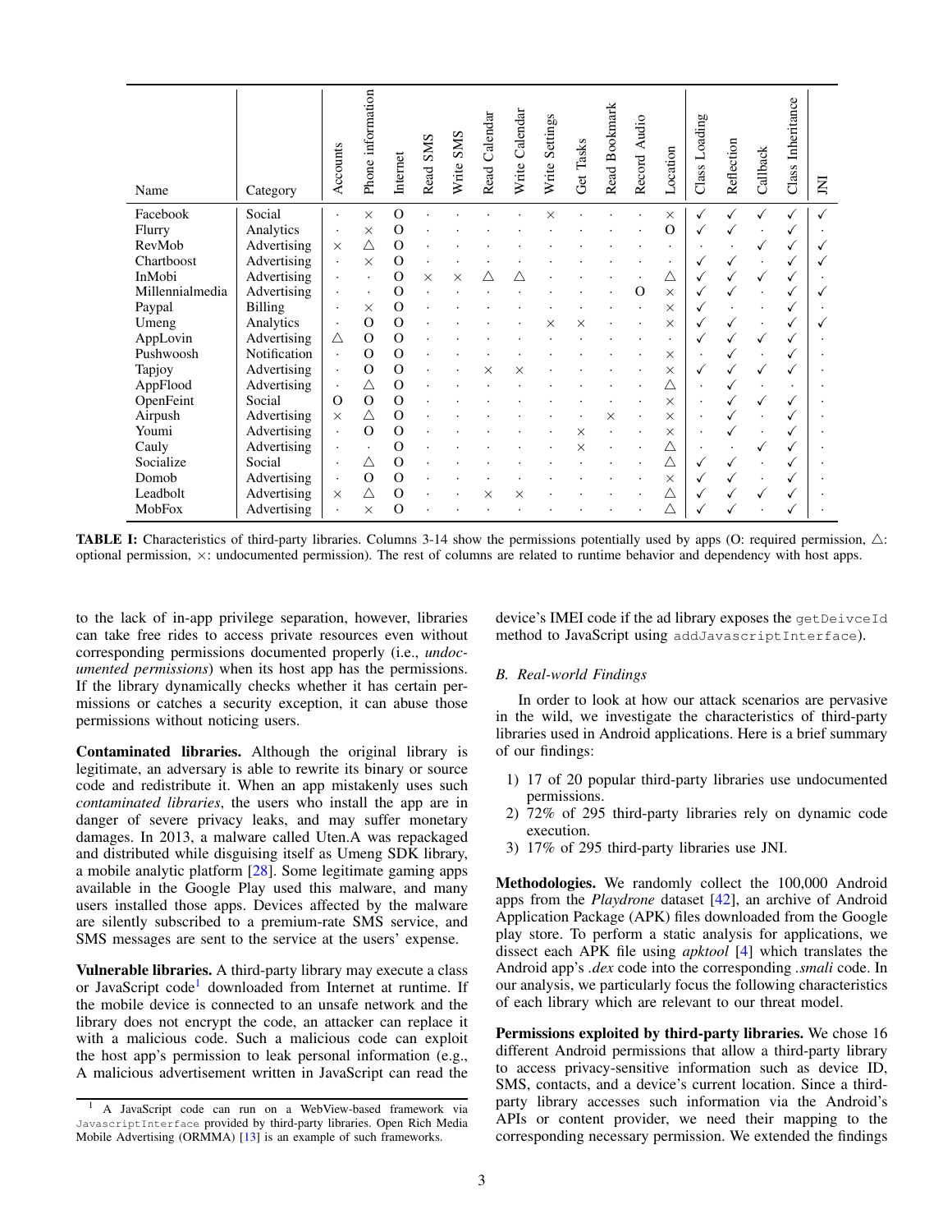| Name | Category | Accounts | Phone information | Internet | Read SMS | Write SMS | Read Calendar | Write Calendar | Write Settings | Get Tasks | Read Bookmark | Record Audio | Location | Class Loading | Reflection | Callback | Class Inheritance | JNI |
|---|---|---|---|---|---|---|---|---|---|---|---|---|---|---|---|---|---|---|
| Facebook | Social | · | × | O | · | · | · | · | × | · | · | · | × | ✓ | ✓ | ✓ | ✓ | ✓ |
| Flurry | Analytics | · | × | O | · | · | · | · | · | · | · | · | O | ✓ | ✓ | · | ✓ | · |
| RevMob | Advertising | × | △ | O | · | · | · | · | · | · | · | · | · | · | · | ✓ | ✓ | ✓ |
| Chartboost | Advertising | · | × | O | · | · | · | · | · | · | · | · | · | ✓ | ✓ | · | ✓ | ✓ |
| InMobi | Advertising | · | · | O | × | × | △ | △ | · | · | · | · | △ | ✓ | ✓ | ✓ | ✓ | · |
| Millennialmedia | Advertising | · | · | O | · | · | · | · | · | · | · | O | × | ✓ | ✓ | · | ✓ | ✓ |
| Paypal | Billing | · | × | O | · | · | · | · | · | · | · | · | × | ✓ | · | · | ✓ | · |
| Umeng | Analytics | · | O | O | · | · | · | · | × | × | · | · | × | ✓ | ✓ | · | ✓ | ✓ |
| AppLovin | Advertising | △ | O | O | · | · | · | · | · | · | · | · | · | ✓ | ✓ | ✓ | ✓ | · |
| Pushwoosh | Notification | · | O | O | · | · | · | · | · | · | · | · | × | · | ✓ | · | ✓ | · |
| Tapjoy | Advertising | · | O | O | · | · | × | × | · | · | · | · | × | ✓ | ✓ | ✓ | ✓ | · |
| AppFlood | Advertising | · | △ | O | · | · | · | · | · | · | · | · | △ | · | ✓ | · | · | · |
| OpenFeint | Social | O | O | O | · | · | · | · | · | · | · | · | × | · | ✓ | ✓ | ✓ | · |
| Airpush | Advertising | × | △ | O | · | · | · | · | · | · | × | · | × | · | ✓ | · | ✓ | · |
| Youmi | Advertising | · | O | O | · | · | · | · | · | × | · | · | × | · | ✓ | · | ✓ | · |
| Cauly | Advertising | · | · | O | · | · | · | · | · | × | · | · | △ | · | · | ✓ | ✓ | · |
| Socialize | Social | · | △ | O | · | · | · | · | · | · | · | · | △ | ✓ | ✓ | · | ✓ | · |
| Domob | Advertising | · | O | O | · | · | · | · | · | · | · | · | × | ✓ | ✓ | · | ✓ | · |
| Leadbolt | Advertising | × | △ | O | · | · | × | × | · | · | · | · | △ | ✓ | ✓ | ✓ | ✓ | · |
| MobFox | Advertising | · | × | O | · | · | · | · | · | · | · | · | △ | ✓ | ✓ | · | ✓ | · |

**TABLE I:** Characteristics of third-party libraries. Columns 3-14 show the permissions potentially used by apps (O: required permission, △: optional permission, ×: undocumented permission). The rest of columns are related to runtime behavior and dependency with host apps.

to the lack of in-app privilege separation, however, libraries can take free rides to access private resources even without corresponding permissions documented properly (i.e., *undocumented permissions*) when its host app has the permissions. If the library dynamically checks whether it has certain permissions or catches a security exception, it can abuse those permissions without noticing users.

**Contaminated libraries.** Although the original library is legitimate, an adversary is able to rewrite its binary or source code and redistribute it. When an app mistakenly uses such *contaminated libraries*, the users who install the app are in danger of severe privacy leaks, and may suffer monetary damages. In 2013, a malware called Uten.A was repackaged and distributed while disguising itself as Umeng SDK library, a mobile analytic platform [28]. Some legitimate gaming apps available in the Google Play used this malware, and many users installed those apps. Devices affected by the malware are silently subscribed to a premium-rate SMS service, and SMS messages are sent to the service at the users' expense.

**Vulnerable libraries.** A third-party library may execute a class or JavaScript code[1] downloaded from Internet at runtime. If the mobile device is connected to an unsafe network and the library does not encrypt the code, an attacker can replace it with a malicious code. Such a malicious code can exploit the host app's permission to leak personal information (e.g., A malicious advertisement written in JavaScript can read the device's IMEI code if the ad library exposes the `getDeivceId` method to JavaScript using `addJavascriptInterface`).

[1] A JavaScript code can run on a WebView-based framework via `JavascriptInterface` provided by third-party libraries. Open Rich Media Mobile Advertising (ORMMA) [13] is an example of such frameworks.

### B. Real-world Findings

In order to look at how our attack scenarios are pervasive in the wild, we investigate the characteristics of third-party libraries used in Android applications. Here is a brief summary of our findings:

1) 17 of 20 popular third-party libraries use undocumented permissions.
2) 72% of 295 third-party libraries rely on dynamic code execution.
3) 17% of 295 third-party libraries use JNI.

**Methodologies.** We randomly collect the 100,000 Android apps from the *Playdrone* dataset [42], an archive of Android Application Package (APK) files downloaded from the Google play store. To perform a static analysis for applications, we dissect each APK file using *apktool* [4] which translates the Android app's *.dex* code into the corresponding *.smali* code. In our analysis, we particularly focus the following characteristics of each library which are relevant to our threat model.

**Permissions exploited by third-party libraries.** We chose 16 different Android permissions that allow a third-party library to access privacy-sensitive information such as device ID, SMS, contacts, and a device's current location. Since a third-party library accesses such information via the Android's APIs or content provider, we need their mapping to the corresponding necessary permission. We extended the findings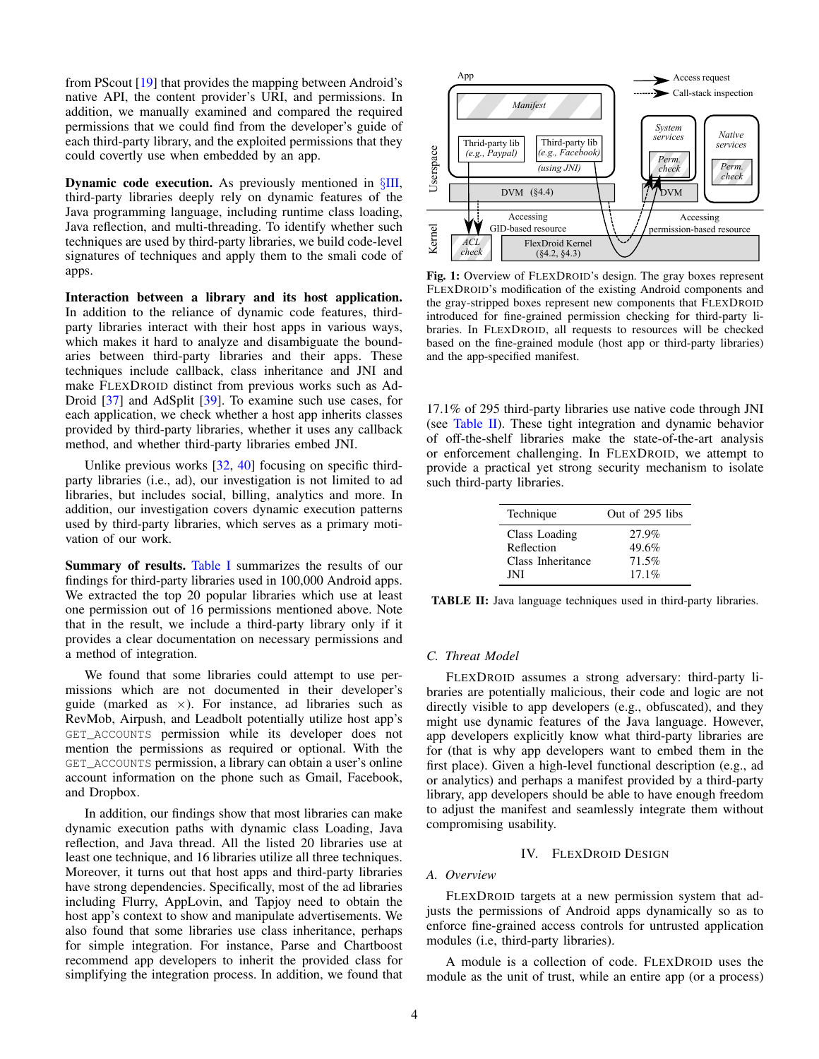from PScout [19] that provides the mapping between Android's native API, the content provider's URI, and permissions. In addition, we manually examined and compared the required permissions that we could find from the developer's guide of each third-party library, and the exploited permissions that they could covertly use when embedded by an app.

**Dynamic code execution.** As previously mentioned in §III, third-party libraries deeply rely on dynamic features of the Java programming language, including runtime class loading, Java reflection, and multi-threading. To identify whether such techniques are used by third-party libraries, we build code-level signatures of techniques and apply them to the smali code of apps.

**Interaction between a library and its host application.** In addition to the reliance of dynamic code features, third-party libraries interact with their host apps in various ways, which makes it hard to analyze and disambiguate the boundaries between third-party libraries and their apps. These techniques include callback, class inheritance and JNI and make FlexDroid distinct from previous works such as AdDroid [37] and AdSplit [39]. To examine such use cases, for each application, we check whether a host app inherits classes provided by third-party libraries, whether it uses any callback method, and whether third-party libraries embed JNI.

Unlike previous works [32, 40] focusing on specific third-party libraries (i.e., ad), our investigation is not limited to ad libraries, but includes social, billing, analytics and more. In addition, our investigation covers dynamic execution patterns used by third-party libraries, which serves as a primary motivation of our work.

**Summary of results.** Table I summarizes the results of our findings for third-party libraries used in 100,000 Android apps. We extracted the top 20 popular libraries which use at least one permission out of 16 permissions mentioned above. Note that in the result, we include a third-party library only if it provides a clear documentation on necessary permissions and a method of integration.

We found that some libraries could attempt to use permissions which are not documented in their developer's guide (marked as ×). For instance, ad libraries such as RevMob, Airpush, and Leadbolt potentially utilize host app's `GET_ACCOUNTS` permission while its developer does not mention the permissions as required or optional. With the `GET_ACCOUNTS` permission, a library can obtain a user's online account information on the phone such as Gmail, Facebook, and Dropbox.

In addition, our findings show that most libraries can make dynamic execution paths with dynamic class Loading, Java reflection, and Java thread. All the listed 20 libraries use at least one technique, and 16 libraries utilize all three techniques. Moreover, it turns out that host apps and third-party libraries have strong dependencies. Specifically, most of the ad libraries including Flurry, AppLovin, and Tapjoy need to obtain the host app's context to show and manipulate advertisements. We also found that some libraries use class inheritance, perhaps for simple integration. For instance, Parse and Chartboost recommend app developers to inherit the provided class for simplifying the integration process. In addition, we found that

**Fig. 1:** Overview of FlexDroid's design. The gray boxes represent FlexDroid's modification of the existing Android components and the gray-stripped boxes represent new components that FlexDroid introduced for fine-grained permission checking for third-party libraries. In FlexDroid, all requests to resources will be checked based on the fine-grained module (host app or third-party libraries) and the app-specified manifest.

17.1% of 295 third-party libraries use native code through JNI (see Table II). These tight integration and dynamic behavior of off-the-shelf libraries make the state-of-the-art analysis or enforcement challenging. In FlexDroid, we attempt to provide a practical yet strong security mechanism to isolate such third-party libraries.

| Technique | Out of 295 libs |
|---|---|
| Class Loading | 27.9% |
| Reflection | 49.6% |
| Class Inheritance | 71.5% |
| JNI | 17.1% |

**TABLE II:** Java language techniques used in third-party libraries.

### C. Threat Model

FlexDroid assumes a strong adversary: third-party libraries are potentially malicious, their code and logic are not directly visible to app developers (e.g., obfuscated), and they might use dynamic features of the Java language. However, app developers explicitly know what third-party libraries are for (that is why app developers want to embed them in the first place). Given a high-level functional description (e.g., ad or analytics) and perhaps a manifest provided by a third-party library, app developers should be able to have enough freedom to adjust the manifest and seamlessly integrate them without compromising usability.

## IV. FlexDroid Design

### A. Overview

FlexDroid targets at a new permission system that adjusts the permissions of Android apps dynamically so as to enforce fine-grained access controls for untrusted application modules (i.e, third-party libraries).

A module is a collection of code. FlexDroid uses the module as the unit of trust, while an entire app (or a process)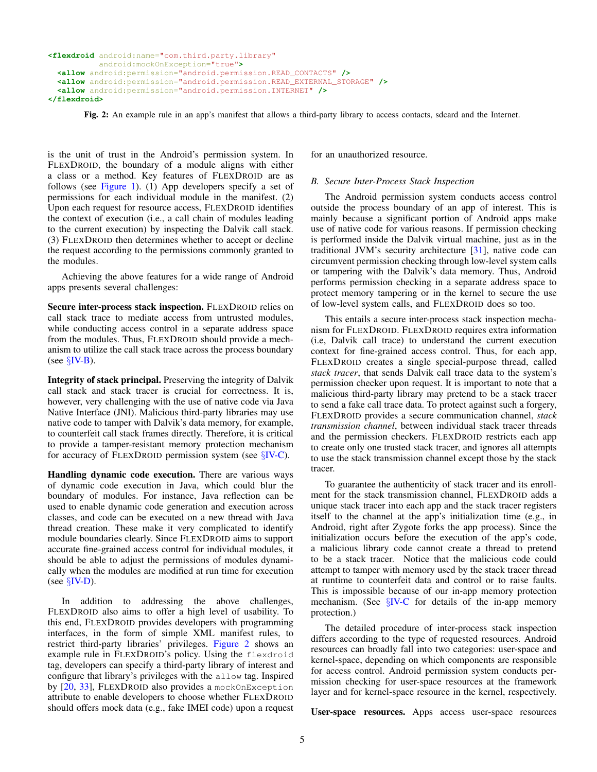```
<flexdroid android:name="com.third.party.library"
           android:mockOnException="true">
  <allow android:permission="android.permission.READ_CONTACTS" />
  <allow android:permission="android.permission.READ_EXTERNAL_STORAGE" />
  <allow android:permission="android.permission.INTERNET" />
</flexdroid>
```

**Fig. 2:** An example rule in an app's manifest that allows a third-party library to access contacts, sdcard and the Internet.

is the unit of trust in the Android's permission system. In FLEXDROID, the boundary of a module aligns with either a class or a method. Key features of FLEXDROID are as follows (see Figure 1). (1) App developers specify a set of permissions for each individual module in the manifest. (2) Upon each request for resource access, FLEXDROID identifies the context of execution (i.e., a call chain of modules leading to the current execution) by inspecting the Dalvik call stack. (3) FLEXDROID then determines whether to accept or decline the request according to the permissions commonly granted to the modules.

Achieving the above features for a wide range of Android apps presents several challenges:

**Secure inter-process stack inspection.** FLEXDROID relies on call stack trace to mediate access from untrusted modules, while conducting access control in a separate address space from the modules. Thus, FLEXDROID should provide a mechanism to utilize the call stack trace across the process boundary (see §IV-B).

**Integrity of stack principal.** Preserving the integrity of Dalvik call stack and stack tracer is crucial for correctness. It is, however, very challenging with the use of native code via Java Native Interface (JNI). Malicious third-party libraries may use native code to tamper with Dalvik's data memory, for example, to counterfeit call stack frames directly. Therefore, it is critical to provide a tamper-resistant memory protection mechanism for accuracy of FLEXDROID permission system (see §IV-C).

**Handling dynamic code execution.** There are various ways of dynamic code execution in Java, which could blur the boundary of modules. For instance, Java reflection can be used to enable dynamic code generation and execution across classes, and code can be executed on a new thread with Java thread creation. These make it very complicated to identify module boundaries clearly. Since FLEXDROID aims to support accurate fine-grained access control for individual modules, it should be able to adjust the permissions of modules dynamically when the modules are modified at run time for execution (see §IV-D).

In addition to addressing the above challenges, FLEXDROID also aims to offer a high level of usability. To this end, FLEXDROID provides developers with programming interfaces, in the form of simple XML manifest rules, to restrict third-party libraries' privileges. Figure 2 shows an example rule in FLEXDROID's policy. Using the `flexdroid` tag, developers can specify a third-party library of interest and configure that library's privileges with the `allow` tag. Inspired by [20, 33], FLEXDROID also provides a `mockOnException` attribute to enable developers to choose whether FLEXDROID should offers mock data (e.g., fake IMEI code) upon a request for an unauthorized resource.

### B. Secure Inter-Process Stack Inspection

The Android permission system conducts access control outside the process boundary of an app of interest. This is mainly because a significant portion of Android apps make use of native code for various reasons. If permission checking is performed inside the Dalvik virtual machine, just as in the traditional JVM's security architecture [31], native code can circumvent permission checking through low-level system calls or tampering with the Dalvik's data memory. Thus, Android performs permission checking in a separate address space to protect memory tampering or in the kernel to secure the use of low-level system calls, and FLEXDROID does so too.

This entails a secure inter-process stack inspection mechanism for FLEXDROID. FLEXDROID requires extra information (i.e, Dalvik call trace) to understand the current execution context for fine-grained access control. Thus, for each app, FLEXDROID creates a single special-purpose thread, called *stack tracer*, that sends Dalvik call trace data to the system's permission checker upon request. It is important to note that a malicious third-party library may pretend to be a stack tracer to send a fake call trace data. To protect against such a forgery, FLEXDROID provides a secure communication channel, *stack transmission channel*, between individual stack tracer threads and the permission checkers. FLEXDROID restricts each app to create only one trusted stack tracer, and ignores all attempts to use the stack transmission channel except those by the stack tracer.

To guarantee the authenticity of stack tracer and its enrollment for the stack transmission channel, FLEXDROID adds a unique stack tracer into each app and the stack tracer registers itself to the channel at the app's initialization time (e.g., in Android, right after Zygote forks the app process). Since the initialization occurs before the execution of the app's code, a malicious library code cannot create a thread to pretend to be a stack tracer. Notice that the malicious code could attempt to tamper with memory used by the stack tracer thread at runtime to counterfeit data and control or to raise faults. This is impossible because of our in-app memory protection mechanism. (See §IV-C for details of the in-app memory protection.)

The detailed procedure of inter-process stack inspection differs according to the type of requested resources. Android resources can broadly fall into two categories: user-space and kernel-space, depending on which components are responsible for access control. Android permission system conducts permission checking for user-space resources at the framework layer and for kernel-space resource in the kernel, respectively.

**User-space resources.** Apps access user-space resources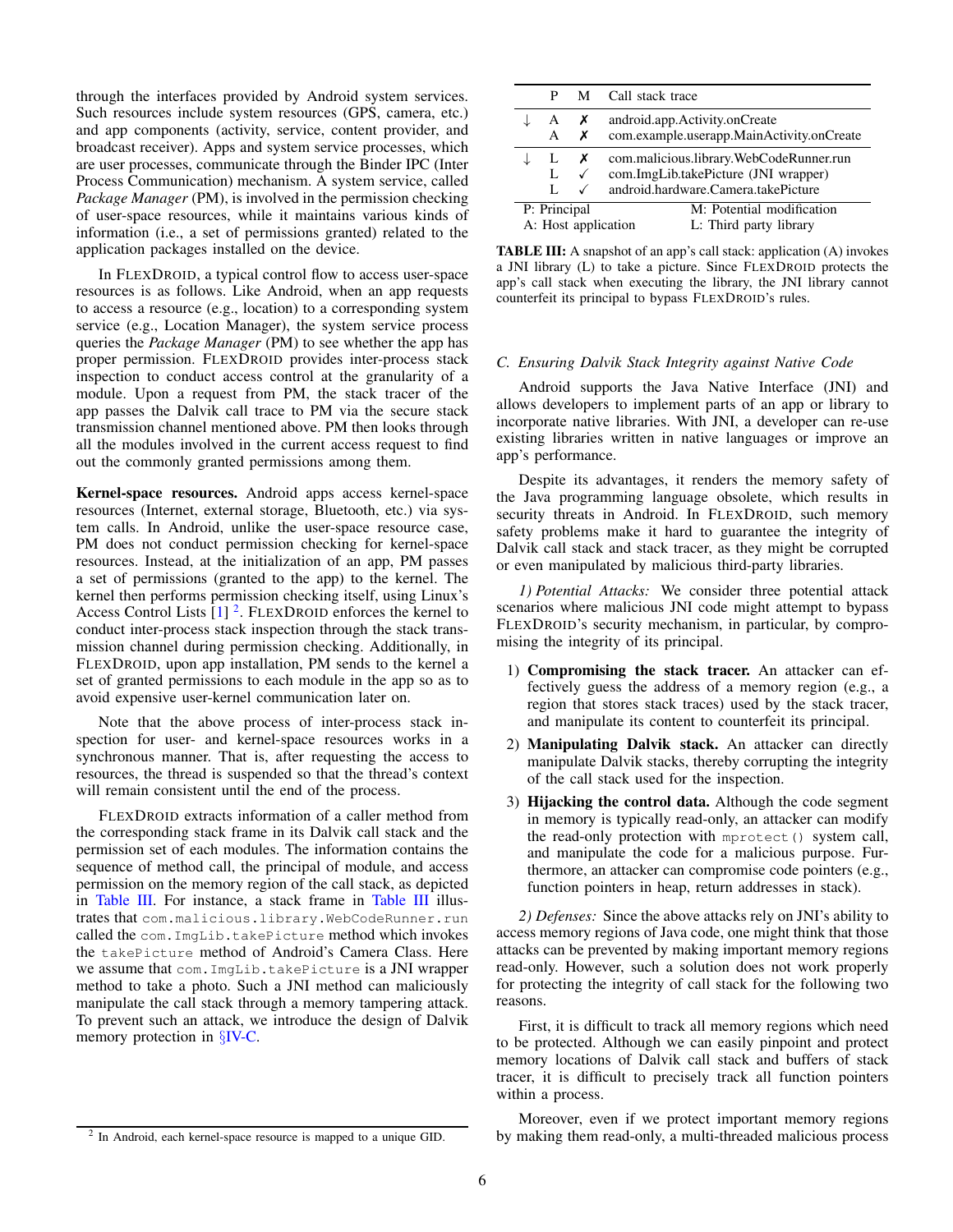through the interfaces provided by Android system services. Such resources include system resources (GPS, camera, etc.) and app components (activity, service, content provider, and broadcast receiver). Apps and system service processes, which are user processes, communicate through the Binder IPC (Inter Process Communication) mechanism. A system service, called *Package Manager* (PM), is involved in the permission checking of user-space resources, while it maintains various kinds of information (i.e., a set of permissions granted) related to the application packages installed on the device.

In FLEXDROID, a typical control flow to access user-space resources is as follows. Like Android, when an app requests to access a resource (e.g., location) to a corresponding system service (e.g., Location Manager), the system service process queries the *Package Manager* (PM) to see whether the app has proper permission. FLEXDROID provides inter-process stack inspection to conduct access control at the granularity of a module. Upon a request from PM, the stack tracer of the app passes the Dalvik call trace to PM via the secure stack transmission channel mentioned above. PM then looks through all the modules involved in the current access request to find out the commonly granted permissions among them.

**Kernel-space resources.** Android apps access kernel-space resources (Internet, external storage, Bluetooth, etc.) via system calls. In Android, unlike the user-space resource case, PM does not conduct permission checking for kernel-space resources. Instead, at the initialization of an app, PM passes a set of permissions (granted to the app) to the kernel. The kernel then performs permission checking itself, using Linux's Access Control Lists [1] [2]. FLEXDROID enforces the kernel to conduct inter-process stack inspection through the stack transmission channel during permission checking. Additionally, in FLEXDROID, upon app installation, PM sends to the kernel a set of granted permissions to each module in the app so as to avoid expensive user-kernel communication later on.

Note that the above process of inter-process stack inspection for user- and kernel-space resources works in a synchronous manner. That is, after requesting the access to resources, the thread is suspended so that the thread's context will remain consistent until the end of the process.

FLEXDROID extracts information of a caller method from the corresponding stack frame in its Dalvik call stack and the permission set of each modules. The information contains the sequence of method call, the principal of module, and access permission on the memory region of the call stack, as depicted in Table III. For instance, a stack frame in Table III illustrates that `com.malicious.library.WebCodeRunner.run` called the `com.ImgLib.takePicture` method which invokes the `takePicture` method of Android's Camera Class. Here we assume that `com.ImgLib.takePicture` is a JNI wrapper method to take a photo. Such a JNI method can maliciously manipulate the call stack through a memory tampering attack. To prevent such an attack, we introduce the design of Dalvik memory protection in §IV-C.

[2] In Android, each kernel-space resource is mapped to a unique GID.

| | P | M | Call stack trace |
|---|---|---|---|
| ↓ | A | ✗ | android.app.Activity.onCreate |
| | A | ✗ | com.example.userapp.MainActivity.onCreate |
| ↓ | L | ✗ | com.malicious.library.WebCodeRunner.run |
| | L | ✓ | com.ImgLib.takePicture (JNI wrapper) |
| | L | ✓ | android.hardware.Camera.takePicture |

P: Principal, M: Potential modification, A: Host application, L: Third party library

**TABLE III:** A snapshot of an app's call stack: application (A) invokes a JNI library (L) to take a picture. Since FLEXDROID protects the app's call stack when executing the library, the JNI library cannot counterfeit its principal to bypass FLEXDROID's rules.

### C. Ensuring Dalvik Stack Integrity against Native Code

Android supports the Java Native Interface (JNI) and allows developers to implement parts of an app or library to incorporate native libraries. With JNI, a developer can re-use existing libraries written in native languages or improve an app's performance.

Despite its advantages, it renders the memory safety of the Java programming language obsolete, which results in security threats in Android. In FLEXDROID, such memory safety problems make it hard to guarantee the integrity of Dalvik call stack and stack tracer, as they might be corrupted or even manipulated by malicious third-party libraries.

*1) Potential Attacks:* We consider three potential attack scenarios where malicious JNI code might attempt to bypass FLEXDROID's security mechanism, in particular, by compromising the integrity of its principal.

1) **Compromising the stack tracer.** An attacker can effectively guess the address of a memory region (e.g., a region that stores stack traces) used by the stack tracer, and manipulate its content to counterfeit its principal.
2) **Manipulating Dalvik stack.** An attacker can directly manipulate Dalvik stacks, thereby corrupting the integrity of the call stack used for the inspection.
3) **Hijacking the control data.** Although the code segment in memory is typically read-only, an attacker can modify the read-only protection with `mprotect()` system call, and manipulate the code for a malicious purpose. Furthermore, an attacker can compromise code pointers (e.g., function pointers in heap, return addresses in stack).

*2) Defenses:* Since the above attacks rely on JNI's ability to access memory regions of Java code, one might think that those attacks can be prevented by making important memory regions read-only. However, such a solution does not work properly for protecting the integrity of call stack for the following two reasons.

First, it is difficult to track all memory regions which need to be protected. Although we can easily pinpoint and protect memory locations of Dalvik call stack and buffers of stack tracer, it is difficult to precisely track all function pointers within a process.

Moreover, even if we protect important memory regions by making them read-only, a multi-threaded malicious process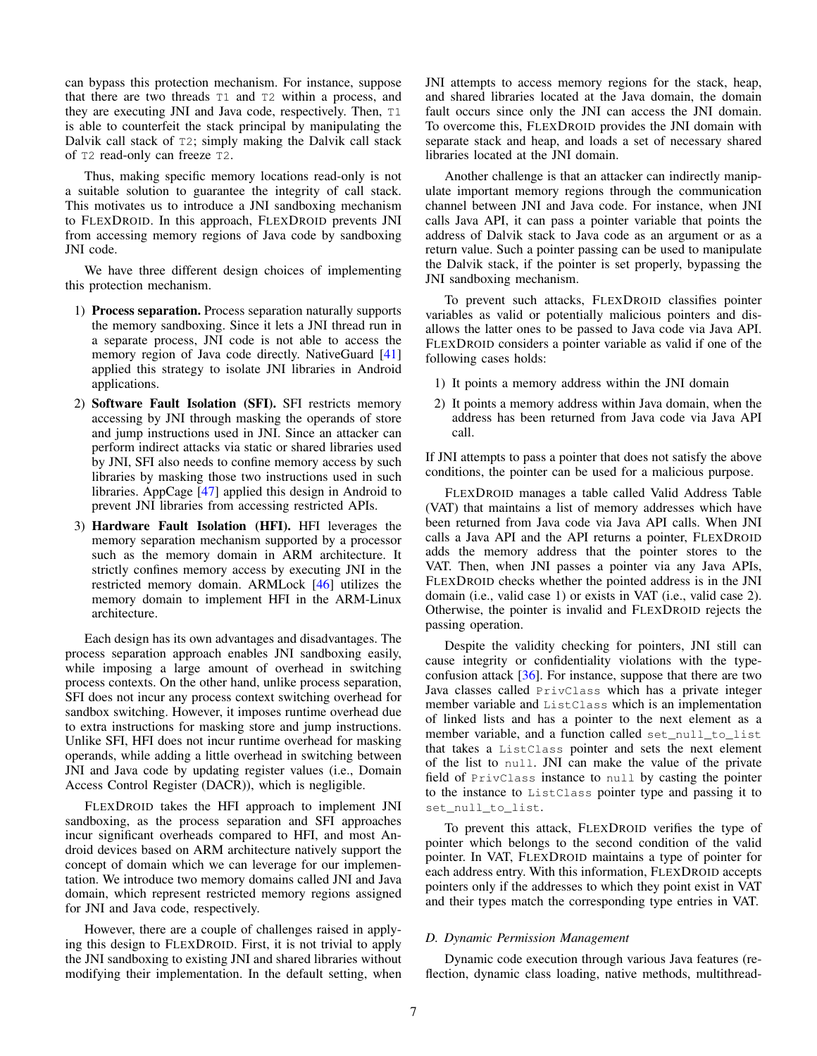can bypass this protection mechanism. For instance, suppose that there are two threads `T1` and `T2` within a process, and they are executing JNI and Java code, respectively. Then, `T1` is able to counterfeit the stack principal by manipulating the Dalvik call stack of `T2`; simply making the Dalvik call stack of `T2` read-only can freeze `T2`.

Thus, making specific memory locations read-only is not a suitable solution to guarantee the integrity of call stack. This motivates us to introduce a JNI sandboxing mechanism to FLEXDROID. In this approach, FLEXDROID prevents JNI from accessing memory regions of Java code by sandboxing JNI code.

We have three different design choices of implementing this protection mechanism.

1) **Process separation.** Process separation naturally supports the memory sandboxing. Since it lets a JNI thread run in a separate process, JNI code is not able to access the memory region of Java code directly. NativeGuard [41] applied this strategy to isolate JNI libraries in Android applications.
2) **Software Fault Isolation (SFI).** SFI restricts memory accessing by JNI through masking the operands of store and jump instructions used in JNI. Since an attacker can perform indirect attacks via static or shared libraries used by JNI, SFI also needs to confine memory access by such libraries by masking those two instructions used in such libraries. AppCage [47] applied this design in Android to prevent JNI libraries from accessing restricted APIs.
3) **Hardware Fault Isolation (HFI).** HFI leverages the memory separation mechanism supported by a processor such as the memory domain in ARM architecture. It strictly confines memory access by executing JNI in the restricted memory domain. ARMLock [46] utilizes the memory domain to implement HFI in the ARM-Linux architecture.

Each design has its own advantages and disadvantages. The process separation approach enables JNI sandboxing easily, while imposing a large amount of overhead in switching process contexts. On the other hand, unlike process separation, SFI does not incur any process context switching overhead for sandbox switching. However, it imposes runtime overhead due to extra instructions for masking store and jump instructions. Unlike SFI, HFI does not incur runtime overhead for masking operands, while adding a little overhead in switching between JNI and Java code by updating register values (i.e., Domain Access Control Register (DACR)), which is negligible.

FLEXDROID takes the HFI approach to implement JNI sandboxing, as the process separation and SFI approaches incur significant overheads compared to HFI, and most Android devices based on ARM architecture natively support the concept of domain which we can leverage for our implementation. We introduce two memory domains called JNI and Java domain, which represent restricted memory regions assigned for JNI and Java code, respectively.

However, there are a couple of challenges raised in applying this design to FLEXDROID. First, it is not trivial to apply the JNI sandboxing to existing JNI and shared libraries without modifying their implementation. In the default setting, when JNI attempts to access memory regions for the stack, heap, and shared libraries located at the Java domain, the domain fault occurs since only the JNI can access the JNI domain. To overcome this, FLEXDROID provides the JNI domain with separate stack and heap, and loads a set of necessary shared libraries located at the JNI domain.

Another challenge is that an attacker can indirectly manipulate important memory regions through the communication channel between JNI and Java code. For instance, when JNI calls a Java API, it can pass a pointer variable that points the address of Dalvik stack to Java code as an argument or as a return value. Such a pointer passing can be used to manipulate the Dalvik stack, if the pointer is set properly, bypassing the JNI sandboxing mechanism.

To prevent such attacks, FLEXDROID classifies pointer variables as valid or potentially malicious pointers and disallows the latter ones to be passed to Java code via Java API. FLEXDROID considers a pointer variable as valid if one of the following cases holds:

1) It points a memory address within the JNI domain
2) It points a memory address within Java domain, when the address has been returned from Java code via Java API call.

If JNI attempts to pass a pointer that does not satisfy the above conditions, the pointer can be used for a malicious purpose.

FLEXDROID manages a table called Valid Address Table (VAT) that maintains a list of memory addresses which have been returned from Java code via Java API calls. When JNI calls a Java API and the API returns a pointer, FLEXDROID adds the memory address that the pointer stores to the VAT. Then, when JNI passes a pointer via any Java APIs, FLEXDROID checks whether the pointed address is in the JNI domain (i.e., valid case 1) or exists in VAT (i.e., valid case 2). Otherwise, the pointer is invalid and FLEXDROID rejects the passing operation.

Despite the validity checking for pointers, JNI still can cause integrity or confidentiality violations with the type-confusion attack [36]. For instance, suppose that there are two Java classes called `PrivClass` which has a private integer member variable and `ListClass` which is an implementation of linked lists and has a pointer to the next element as a member variable, and a function called `set_null_to_list` that takes a `ListClass` pointer and sets the next element of the list to `null`. JNI can make the value of the private field of `PrivClass` instance to `null` by casting the pointer to the instance to `ListClass` pointer type and passing it to `set_null_to_list`.

To prevent this attack, FLEXDROID verifies the type of pointer which belongs to the second condition of the valid pointer. In VAT, FLEXDROID maintains a type of pointer for each address entry. With this information, FLEXDROID accepts pointers only if the addresses to which they point exist in VAT and their types match the corresponding type entries in VAT.

### *D. Dynamic Permission Management*

Dynamic code execution through various Java features (reflection, dynamic class loading, native methods, multithread-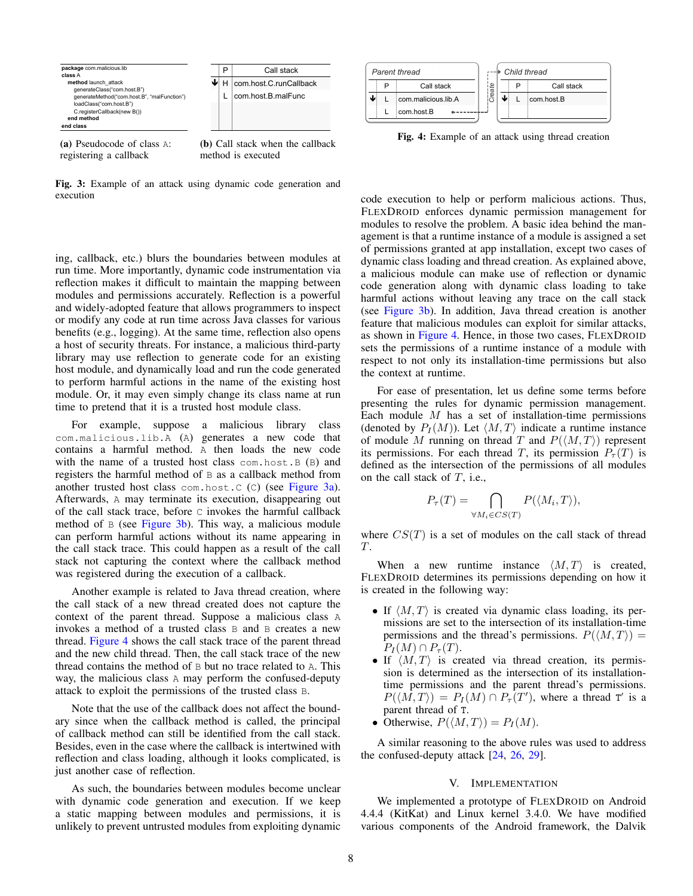```
package com.malicious.lib
class A
    method launch_attack
        generateClass("com.host.B")
        generateMethod("com.host.B", "malFunction")
        loadClass("com.host.B")
        C.registerCallback(new B())
    end method
end class
```

(a) Pseudocode of class A: registering a callback

|  | P | Call stack |
|---|---|---|
| ↓ | H | com.host.C.runCallback |
|  | L | com.host.B.malFunc |

(b) Call stack when the callback method is executed

**Fig. 3:** Example of an attack using dynamic code generation and execution

Parent thread

|  | P | Call stack |
|---|---|---|
| ↓ | L | com.malicious.lib.A |
|  | L | com.host.B |

Create →

Child thread

|  | P | Call stack |
|---|---|---|
| ↓ | L | com.host.B |

**Fig. 4:** Example of an attack using thread creation

ing, callback, etc.) blurs the boundaries between modules at run time. More importantly, dynamic code instrumentation via reflection makes it difficult to maintain the mapping between modules and permissions accurately. Reflection is a powerful and widely-adopted feature that allows programmers to inspect or modify any code at run time across Java classes for various benefits (e.g., logging). At the same time, reflection also opens a host of security threats. For instance, a malicious third-party library may use reflection to generate code for an existing host module, and dynamically load and run the code generated to perform harmful actions in the name of the existing host module. Or, it may even simply change its class name at run time to pretend that it is a trusted host module class.

For example, suppose a malicious library class `com.malicious.lib.A` (`A`) generates a new code that contains a harmful method. `A` then loads the new code with the name of a trusted host class `com.host.B` (`B`) and registers the harmful method of `B` as a callback method from another trusted host class `com.host.C` (`C`) (see Figure 3a). Afterwards, `A` may terminate its execution, disappearing out of the call stack trace, before `C` invokes the harmful callback method of `B` (see Figure 3b). This way, a malicious module can perform harmful actions without its name appearing in the call stack trace. This could happen as a result of the call stack not capturing the context where the callback method was registered during the execution of a callback.

Another example is related to Java thread creation, where the call stack of a new thread created does not capture the context of the parent thread. Suppose a malicious class `A` invokes a method of a trusted class `B` and `B` creates a new thread. Figure 4 shows the call stack trace of the parent thread and the new child thread. Then, the call stack trace of the new thread contains the method of `B` but no trace related to `A`. This way, the malicious class `A` may perform the confused-deputy attack to exploit the permissions of the trusted class `B`.

Note that the use of the callback does not affect the boundary since when the callback method is called, the principal of callback method can still be identified from the call stack. Besides, even in the case where the callback is intertwined with reflection and class loading, although it looks complicated, is just another case of reflection.

As such, the boundaries between modules become unclear with dynamic code generation and execution. If we keep a static mapping between modules and permissions, it is unlikely to prevent untrusted modules from exploiting dynamic code execution to help or perform malicious actions. Thus, FlexDroid enforces dynamic permission management for modules to resolve the problem. A basic idea behind the management is that a runtime instance of a module is assigned a set of permissions granted at app installation, except two cases of dynamic class loading and thread creation. As explained above, a malicious module can make use of reflection or dynamic code generation along with dynamic class loading to take harmful actions without leaving any trace on the call stack (see Figure 3b). In addition, Java thread creation is another feature that malicious modules can exploit for similar attacks, as shown in Figure 4. Hence, in those two cases, FlexDroid sets the permissions of a runtime instance of a module with respect to not only its installation-time permissions but also the context at runtime.

For ease of presentation, let us define some terms before presenting the rules for dynamic permission management. Each module $M$ has a set of installation-time permissions (denoted by $P_I(M)$). Let $\langle M, T\rangle$ indicate a runtime instance of module $M$ running on thread $T$ and $P(\langle M, T\rangle)$ represent its permissions. For each thread $T$, its permission $P_\tau(T)$ is defined as the intersection of the permissions of all modules on the call stack of $T$, i.e.,

$$P_\tau(T) = \bigcap_{\forall M_i \in CS(T)} P(\langle M_i, T\rangle),$$

where $CS(T)$ is a set of modules on the call stack of thread $T$.

When a new runtime instance $\langle M, T\rangle$ is created, FlexDroid determines its permissions depending on how it is created in the following way:

- If $\langle M, T\rangle$ is created via dynamic class loading, its permissions are set to the intersection of its installation-time permissions and the thread's permissions. $P(\langle M, T\rangle) = P_I(M) \cap P_\tau(T)$.
- If $\langle M, T\rangle$ is created via thread creation, its permission is determined as the intersection of its installation-time permissions and the parent thread's permissions. $P(\langle M, T\rangle) = P_I(M) \cap P_\tau(T')$, where a thread `T'` is a parent thread of `T`.
- Otherwise, $P(\langle M, T\rangle) = P_I(M)$.

A similar reasoning to the above rules was used to address the confused-deputy attack [24, 26, 29].

## V. Implementation

We implemented a prototype of FlexDroid on Android 4.4.4 (KitKat) and Linux kernel 3.4.0. We have modified various components of the Android framework, the Dalvik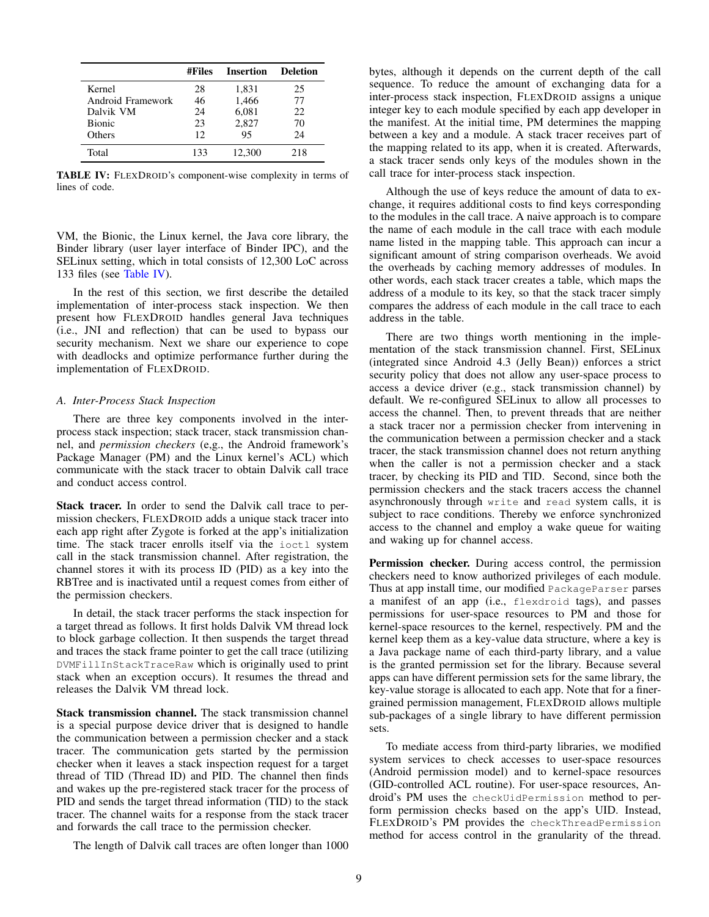| | #Files | Insertion | Deletion |
|---|---|---|---|
| Kernel | 28 | 1,831 | 25 |
| Android Framework | 46 | 1,466 | 77 |
| Dalvik VM | 24 | 6,081 | 22 |
| Bionic | 23 | 2,827 | 70 |
| Others | 12 | 95 | 24 |
| Total | 133 | 12,300 | 218 |

**TABLE IV:** FLEXDROID's component-wise complexity in terms of lines of code.

VM, the Bionic, the Linux kernel, the Java core library, the Binder library (user layer interface of Binder IPC), and the SELinux setting, which in total consists of 12,300 LoC across 133 files (see Table IV).

In the rest of this section, we first describe the detailed implementation of inter-process stack inspection. We then present how FLEXDROID handles general Java techniques (i.e., JNI and reflection) that can be used to bypass our security mechanism. Next we share our experience to cope with deadlocks and optimize performance further during the implementation of FLEXDROID.

### *A. Inter-Process Stack Inspection*

There are three key components involved in the inter-process stack inspection; stack tracer, stack transmission channel, and *permission checkers* (e,g., the Android framework's Package Manager (PM) and the Linux kernel's ACL) which communicate with the stack tracer to obtain Dalvik call trace and conduct access control.

**Stack tracer.** In order to send the Dalvik call trace to permission checkers, FLEXDROID adds a unique stack tracer into each app right after Zygote is forked at the app's initialization time. The stack tracer enrolls itself via the `ioctl` system call in the stack transmission channel. After registration, the channel stores it with its process ID (PID) as a key into the RBTree and is inactivated until a request comes from either of the permission checkers.

In detail, the stack tracer performs the stack inspection for a target thread as follows. It first holds Dalvik VM thread lock to block garbage collection. It then suspends the target thread and traces the stack frame pointer to get the call trace (utilizing `DVMFillInStackTraceRaw` which is originally used to print stack when an exception occurs). It resumes the thread and releases the Dalvik VM thread lock.

**Stack transmission channel.** The stack transmission channel is a special purpose device driver that is designed to handle the communication between a permission checker and a stack tracer. The communication gets started by the permission checker when it leaves a stack inspection request for a target thread of TID (Thread ID) and PID. The channel then finds and wakes up the pre-registered stack tracer for the process of PID and sends the target thread information (TID) to the stack tracer. The channel waits for a response from the stack tracer and forwards the call trace to the permission checker.

The length of Dalvik call traces are often longer than 1000 bytes, although it depends on the current depth of the call sequence. To reduce the amount of exchanging data for a inter-process stack inspection, FLEXDROID assigns a unique integer key to each module specified by each app developer in the manifest. At the initial time, PM determines the mapping between a key and a module. A stack tracer receives part of the mapping related to its app, when it is created. Afterwards, a stack tracer sends only keys of the modules shown in the call trace for inter-process stack inspection.

Although the use of keys reduce the amount of data to exchange, it requires additional costs to find keys corresponding to the modules in the call trace. A naive approach is to compare the name of each module in the call trace with each module name listed in the mapping table. This approach can incur a significant amount of string comparison overheads. We avoid the overheads by caching memory addresses of modules. In other words, each stack tracer creates a table, which maps the address of a module to its key, so that the stack tracer simply compares the address of each module in the call trace to each address in the table.

There are two things worth mentioning in the implementation of the stack transmission channel. First, SELinux (integrated since Android 4.3 (Jelly Bean)) enforces a strict security policy that does not allow any user-space process to access a device driver (e.g., stack transmission channel) by default. We re-configured SELinux to allow all processes to access the channel. Then, to prevent threads that are neither a stack tracer nor a permission checker from intervening in the communication between a permission checker and a stack tracer, the stack transmission channel does not return anything when the caller is not a permission checker and a stack tracer, by checking its PID and TID. Second, since both the permission checkers and the stack tracers access the channel asynchronously through `write` and `read` system calls, it is subject to race conditions. Thereby we enforce synchronized access to the channel and employ a wake queue for waiting and waking up for channel access.

**Permission checker.** During access control, the permission checkers need to know authorized privileges of each module. Thus at app install time, our modified `PackageParser` parses a manifest of an app (i.e., `flexdroid` tags), and passes permissions for user-space resources to PM and those for kernel-space resources to the kernel, respectively. PM and the kernel keep them as a key-value data structure, where a key is a Java package name of each third-party library, and a value is the granted permission set for the library. Because several apps can have different permission sets for the same library, the key-value storage is allocated to each app. Note that for a finer-grained permission management, FLEXDROID allows multiple sub-packages of a single library to have different permission sets.

To mediate access from third-party libraries, we modified system services to check accesses to user-space resources (Android permission model) and to kernel-space resources (GID-controlled ACL routine). For user-space resources, Android's PM uses the `checkUidPermission` method to perform permission checks based on the app's UID. Instead, FLEXDROID's PM provides the `checkThreadPermission` method for access control in the granularity of the thread.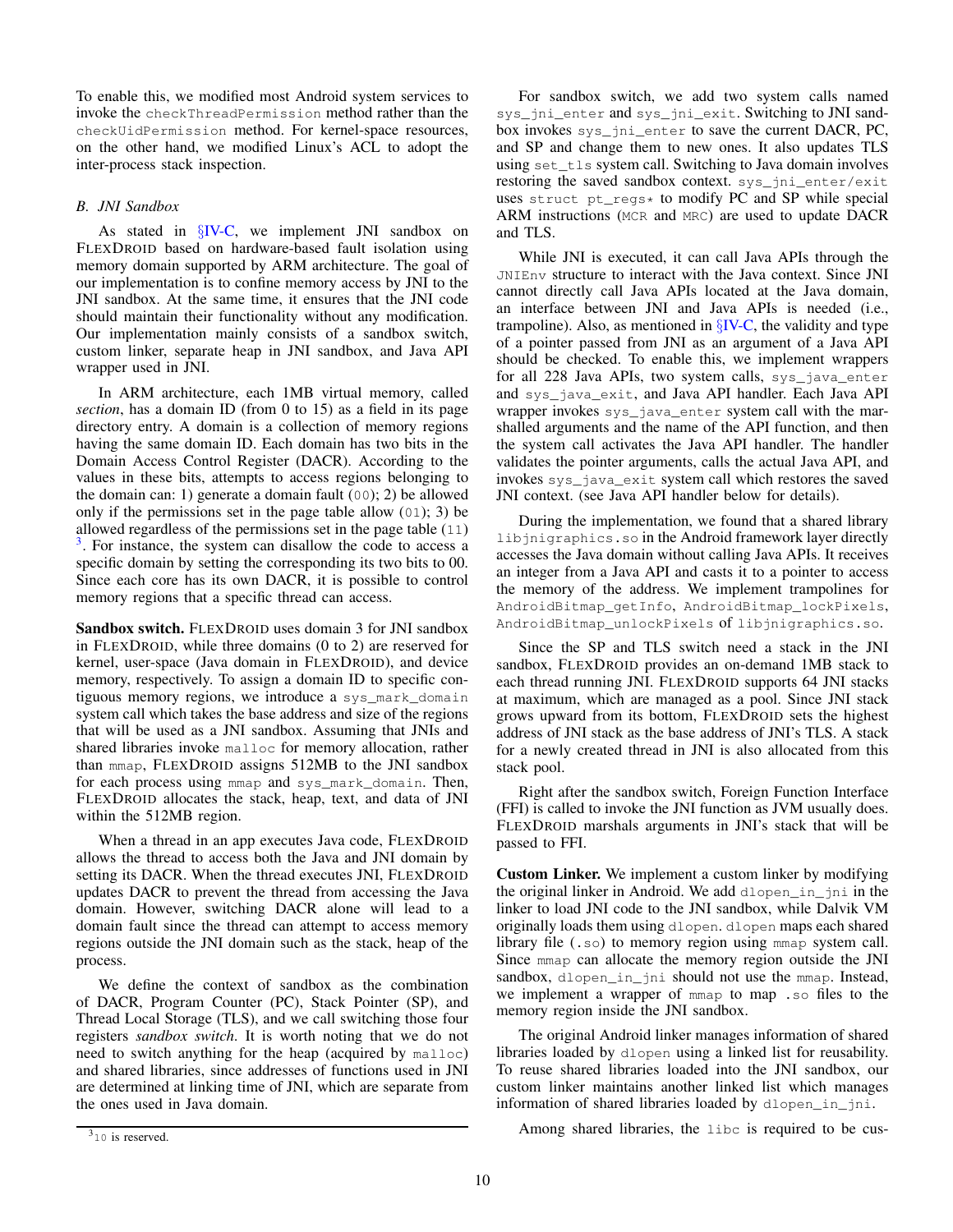To enable this, we modified most Android system services to invoke the checkThreadPermission method rather than the checkUidPermission method. For kernel-space resources, on the other hand, we modified Linux's ACL to adopt the inter-process stack inspection.

### B. JNI Sandbox

As stated in §IV-C, we implement JNI sandbox on FLEXDROID based on hardware-based fault isolation using memory domain supported by ARM architecture. The goal of our implementation is to confine memory access by JNI to the JNI sandbox. At the same time, it ensures that the JNI code should maintain their functionality without any modification. Our implementation mainly consists of a sandbox switch, custom linker, separate heap in JNI sandbox, and Java API wrapper used in JNI.

In ARM architecture, each 1MB virtual memory, called *section*, has a domain ID (from 0 to 15) as a field in its page directory entry. A domain is a collection of memory regions having the same domain ID. Each domain has two bits in the Domain Access Control Register (DACR). According to the values in these bits, attempts to access regions belonging to the domain can: 1) generate a domain fault (00); 2) be allowed only if the permissions set in the page table allow (01); 3) be allowed regardless of the permissions set in the page table (11) [3]. For instance, the system can disallow the code to access a specific domain by setting the corresponding its two bits to 00. Since each core has its own DACR, it is possible to control memory regions that a specific thread can access.

**Sandbox switch.** FLEXDROID uses domain 3 for JNI sandbox in FLEXDROID, while three domains (0 to 2) are reserved for kernel, user-space (Java domain in FLEXDROID), and device memory, respectively. To assign a domain ID to specific contiguous memory regions, we introduce a sys_mark_domain system call which takes the base address and size of the regions that will be used as a JNI sandbox. Assuming that JNIs and shared libraries invoke malloc for memory allocation, rather than mmap, FLEXDROID assigns 512MB to the JNI sandbox for each process using mmap and sys_mark_domain. Then, FLEXDROID allocates the stack, heap, text, and data of JNI within the 512MB region.

When a thread in an app executes Java code, FLEXDROID allows the thread to access both the Java and JNI domain by setting its DACR. When the thread executes JNI, FLEXDROID updates DACR to prevent the thread from accessing the Java domain. However, switching DACR alone will lead to a domain fault since the thread can attempt to access memory regions outside the JNI domain such as the stack, heap of the process.

We define the context of sandbox as the combination of DACR, Program Counter (PC), Stack Pointer (SP), and Thread Local Storage (TLS), and we call switching those four registers *sandbox switch*. It is worth noting that we do not need to switch anything for the heap (acquired by malloc) and shared libraries, since addresses of functions used in JNI are determined at linking time of JNI, which are separate from the ones used in Java domain.

For sandbox switch, we add two system calls named sys_jni_enter and sys_jni_exit. Switching to JNI sandbox invokes sys_jni_enter to save the current DACR, PC, and SP and change them to new ones. It also updates TLS using set_tls system call. Switching to Java domain involves restoring the saved sandbox context. sys_jni_enter/exit uses struct pt_regs* to modify PC and SP while special ARM instructions (MCR and MRC) are used to update DACR and TLS.

While JNI is executed, it can call Java APIs through the JNIEnv structure to interact with the Java context. Since JNI cannot directly call Java APIs located at the Java domain, an interface between JNI and Java APIs is needed (i.e., trampoline). Also, as mentioned in §IV-C, the validity and type of a pointer passed from JNI as an argument of a Java API should be checked. To enable this, we implement wrappers for all 228 Java APIs, two system calls, sys_java_enter and sys_java_exit, and Java API handler. Each Java API wrapper invokes sys_java_enter system call with the marshalled arguments and the name of the API function, and then the system call activates the Java API handler. The handler validates the pointer arguments, calls the actual Java API, and invokes sys_java_exit system call which restores the saved JNI context. (see Java API handler below for details).

During the implementation, we found that a shared library libjnigraphics.so in the Android framework layer directly accesses the Java domain without calling Java APIs. It receives an integer from a Java API and casts it to a pointer to access the memory of the address. We implement trampolines for AndroidBitmap_getInfo, AndroidBitmap_lockPixels, AndroidBitmap_unlockPixels of libjnigraphics.so.

Since the SP and TLS switch need a stack in the JNI sandbox, FLEXDROID provides an on-demand 1MB stack to each thread running JNI. FLEXDROID supports 64 JNI stacks at maximum, which are managed as a pool. Since JNI stack grows upward from its bottom, FLEXDROID sets the highest address of JNI stack as the base address of JNI's TLS. A stack for a newly created thread in JNI is also allocated from this stack pool.

Right after the sandbox switch, Foreign Function Interface (FFI) is called to invoke the JNI function as JVM usually does. FLEXDROID marshals arguments in JNI's stack that will be passed to FFI.

**Custom Linker.** We implement a custom linker by modifying the original linker in Android. We add dlopen_in_jni in the linker to load JNI code to the JNI sandbox, while Dalvik VM originally loads them using dlopen. dlopen maps each shared library file (.so) to memory region using mmap system call. Since mmap can allocate the memory region outside the JNI sandbox, dlopen_in_jni should not use the mmap. Instead, we implement a wrapper of mmap to map .so files to the memory region inside the JNI sandbox.

The original Android linker manages information of shared libraries loaded by dlopen using a linked list for reusability. To reuse shared libraries loaded into the JNI sandbox, our custom linker maintains another linked list which manages information of shared libraries loaded by dlopen_in_jni.

Among shared libraries, the libc is required to be cus-

[3] 10 is reserved.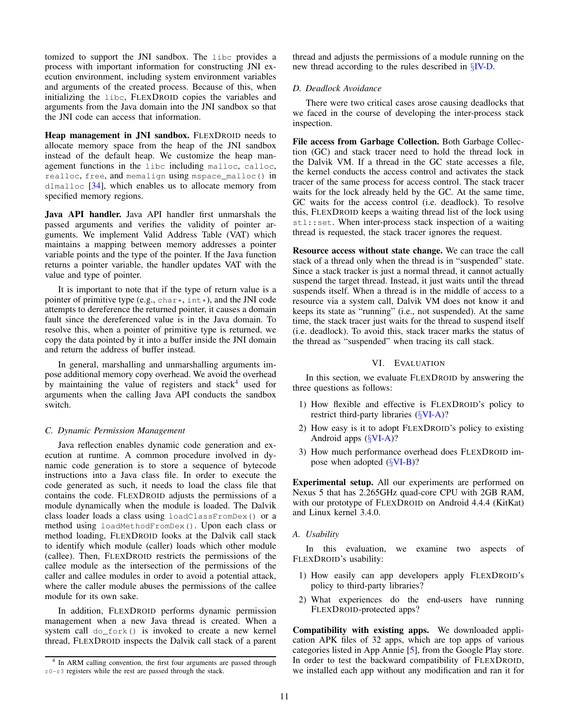tomized to support the JNI sandbox. The `libc` provides a process with important information for constructing JNI execution environment, including system environment variables and arguments of the created process. Because of this, when initializing the `libc`, FlexDroid copies the variables and arguments from the Java domain into the JNI sandbox so that the JNI code can access that information.

**Heap management in JNI sandbox.** FlexDroid needs to allocate memory space from the heap of the JNI sandbox instead of the default heap. We customize the heap management functions in the `libc` including `malloc`, `calloc`, `realloc`, `free`, and `memalign` using `mspace_malloc()` in `dlmalloc` [34], which enables us to allocate memory from specified memory regions.

**Java API handler.** Java API handler first unmarshals the passed arguments and verifies the validity of pointer arguments. We implement Valid Address Table (VAT) which maintains a mapping between memory addresses a pointer variable points and the type of the pointer. If the Java function returns a pointer variable, the handler updates VAT with the value and type of pointer.

It is important to note that if the type of return value is a pointer of primitive type (e.g., `char*`, `int*`), and the JNI code attempts to dereference the returned pointer, it causes a domain fault since the dereferenced value is in the Java domain. To resolve this, when a pointer of primitive type is returned, we copy the data pointed by it into a buffer inside the JNI domain and return the address of buffer instead.

In general, marshalling and unmarshalling arguments impose additional memory copy overhead. We avoid the overhead by maintaining the value of registers and stack[4] used for arguments when the calling Java API conducts the sandbox switch.

### C. Dynamic Permission Management

Java reflection enables dynamic code generation and execution at runtime. A common procedure involved in dynamic code generation is to store a sequence of bytecode instructions into a Java class file. In order to execute the code generated as such, it needs to load the class file that contains the code. FlexDroid adjusts the permissions of a module dynamically when the module is loaded. The Dalvik class loader loads a class using `loadClassFromDex()` or a method using `loadMethodFromDex()`. Upon each class or method loading, FlexDroid looks at the Dalvik call stack to identify which module (caller) loads which other module (callee). Then, FlexDroid restricts the permissions of the callee module as the intersection of the permissions of the caller and callee modules in order to avoid a potential attack, where the caller module abuses the permissions of the callee module for its own sake.

In addition, FlexDroid performs dynamic permission management when a new Java thread is created. When a system call `do_fork()` is invoked to create a new kernel thread, FlexDroid inspects the Dalvik call stack of a parent thread and adjusts the permissions of a module running on the new thread according to the rules described in §IV-D.

[4] In ARM calling convention, the first four arguments are passed through `r0-r3` registers while the rest are passed through the stack.

### D. Deadlock Avoidance

There were two critical cases arose causing deadlocks that we faced in the course of developing the inter-process stack inspection.

**File access from Garbage Collection.** Both Garbage Collection (GC) and stack tracer need to hold the thread lock in the Dalvik VM. If a thread in the GC state accesses a file, the kernel conducts the access control and activates the stack tracer of the same process for access control. The stack tracer waits for the lock already held by the GC. At the same time, GC waits for the access control (i.e. deadlock). To resolve this, FlexDroid keeps a waiting thread list of the lock using `stl::set`. When inter-process stack inspection of a waiting thread is requested, the stack tracer ignores the request.

**Resource access without state change.** We can trace the call stack of a thread only when the thread is in "suspended" state. Since a stack tracker is just a normal thread, it cannot actually suspend the target thread. Instead, it just waits until the thread suspends itself. When a thread is in the middle of access to a resource via a system call, Dalvik VM does not know it and keeps its state as "running" (i.e., not suspended). At the same time, the stack tracer just waits for the thread to suspend itself (i.e. deadlock). To avoid this, stack tracer marks the status of the thread as "suspended" when tracing its call stack.

## VI. Evaluation

In this section, we evaluate FlexDroid by answering the three questions as follows:

1) How flexible and effective is FlexDroid's policy to restrict third-party libraries (§VI-A)?
2) How easy is it to adopt FlexDroid's policy to existing Android apps (§VI-A)?
3) How much performance overhead does FlexDroid impose when adopted (§VI-B)?

**Experimental setup.** All our experiments are performed on Nexus 5 that has 2.265GHz quad-core CPU with 2GB RAM, with our prototype of FlexDroid on Android 4.4.4 (KitKat) and Linux kernel 3.4.0.

### A. Usability

In this evaluation, we examine two aspects of FlexDroid's usability:

1) How easily can app developers apply FlexDroid's policy to third-party libraries?
2) What experiences do the end-users have running FlexDroid-protected apps?

**Compatibility with existing apps.** We downloaded application APK files of 32 apps, which are top apps of various categories listed in App Annie [5], from the Google Play store. In order to test the backward compatibility of FlexDroid, we installed each app without any modification and ran it for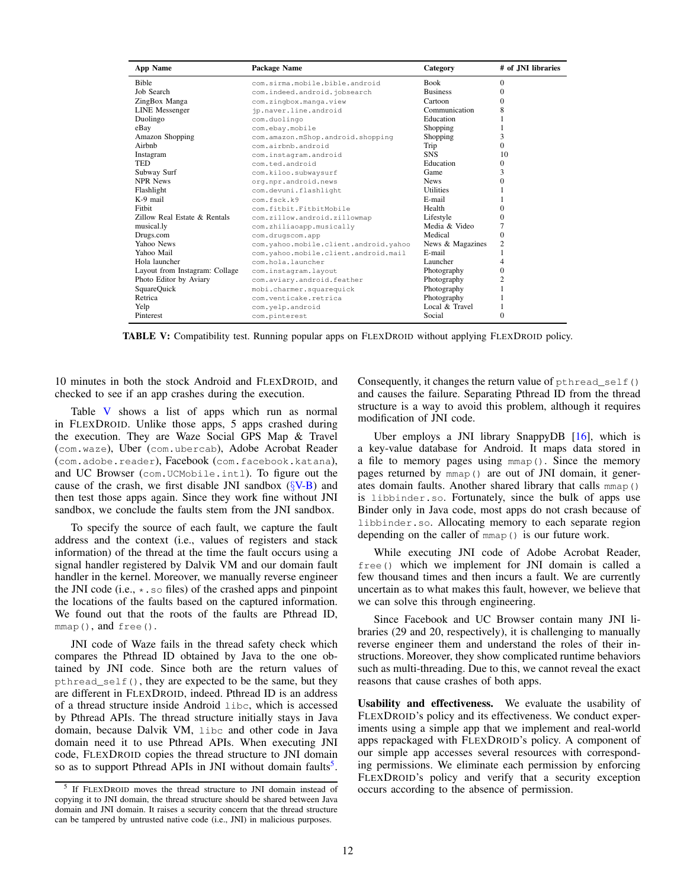| App Name | Package Name | Category | # of JNI libraries |
|---|---|---|---|
| Bible | com.sirma.mobile.bible.android | Book | 0 |
| Job Search | com.indeed.android.jobsearch | Business | 0 |
| ZingBox Manga | com.zingbox.manga.view | Cartoon | 0 |
| LINE Messenger | jp.naver.line.android | Communication | 8 |
| Duolingo | com.duolingo | Education | 1 |
| eBay | com.ebay.mobile | Shopping | 1 |
| Amazon Shopping | com.amazon.mShop.android.shopping | Shopping | 3 |
| Airbnb | com.airbnb.android | Trip | 0 |
| Instagram | com.instagram.android | SNS | 10 |
| TED | com.ted.android | Education | 0 |
| Subway Surf | com.kiloo.subwaysurf | Game | 3 |
| NPR News | org.npr.android.news | News | 0 |
| Flashlight | com.devuni.flashlight | Utilities | 1 |
| K-9 mail | com.fsck.k9 | E-mail | 1 |
| Fitbit | com.fitbit.FitbitMobile | Health | 0 |
| Zillow Real Estate & Rentals | com.zillow.android.zillowmap | Lifestyle | 0 |
| musical.ly | com.zhiliaoapp.musically | Media & Video | 7 |
| Drugs.com | com.drugscom.app | Medical | 0 |
| Yahoo News | com.yahoo.mobile.client.android.yahoo | News & Magazines | 2 |
| Yahoo Mail | com.yahoo.mobile.client.android.mail | E-mail | 1 |
| Hola launcher | com.hola.launcher | Launcher | 4 |
| Layout from Instagram: Collage | com.instagram.layout | Photography | 0 |
| Photo Editor by Aviary | com.aviary.android.feather | Photography | 2 |
| SquareQuick | mobi.charmer.squarequick | Photography | 1 |
| Retrica | com.venticake.retrica | Photography | 1 |
| Yelp | com.yelp.android | Local & Travel | 1 |
| Pinterest | com.pinterest | Social | 0 |

**TABLE V:** Compatibility test. Running popular apps on FLEXDROID without applying FLEXDROID policy.

10 minutes in both the stock Android and FLEXDROID, and checked to see if an app crashes during the execution.

Table V shows a list of apps which run as normal in FLEXDROID. Unlike those apps, 5 apps crashed during the execution. They are Waze Social GPS Map & Travel (com.waze), Uber (com.ubercab), Adobe Acrobat Reader (com.adobe.reader), Facebook (com.facebook.katana), and UC Browser (com.UCMobile.intl). To figure out the cause of the crash, we first disable JNI sandbox (§V-B) and then test those apps again. Since they work fine without JNI sandbox, we conclude the faults stem from the JNI sandbox.

To specify the source of each fault, we capture the fault address and the context (i.e., values of registers and stack information) of the thread at the time the fault occurs using a signal handler registered by Dalvik VM and our domain fault handler in the kernel. Moreover, we manually reverse engineer the JNI code (i.e., *.so files) of the crashed apps and pinpoint the locations of the faults based on the captured information. We found out that the roots of the faults are Pthread ID, mmap(), and free().

JNI code of Waze fails in the thread safety check which compares the Pthread ID obtained by Java to the one obtained by JNI code. Since both are the return values of pthread_self(), they are expected to be the same, but they are different in FLEXDROID, indeed. Pthread ID is an address of a thread structure inside Android libc, which is accessed by Pthread APIs. The thread structure initially stays in Java domain, because Dalvik VM, libc and other code in Java domain need it to use Pthread APIs. When executing JNI code, FLEXDROID copies the thread structure to JNI domain so as to support Pthread APIs in JNI without domain faults[5]. Consequently, it changes the return value of pthread_self() and causes the failure. Separating Pthread ID from the thread structure is a way to avoid this problem, although it requires modification of JNI code.

Uber employs a JNI library SnappyDB [16], which is a key-value database for Android. It maps data stored in a file to memory pages using mmap(). Since the memory pages returned by mmap() are out of JNI domain, it generates domain faults. Another shared library that calls mmap() is libbinder.so. Fortunately, since the bulk of apps use Binder only in Java code, most apps do not crash because of libbinder.so. Allocating memory to each separate region depending on the caller of mmap() is our future work.

While executing JNI code of Adobe Acrobat Reader, free() which we implement for JNI domain is called a few thousand times and then incurs a fault. We are currently uncertain as to what makes this fault, however, we believe that we can solve this through engineering.

Since Facebook and UC Browser contain many JNI libraries (29 and 20, respectively), it is challenging to manually reverse engineer them and understand the roles of their instructions. Moreover, they show complicated runtime behaviors such as multi-threading. Due to this, we cannot reveal the exact reasons that cause crashes of both apps.

**Usability and effectiveness.** We evaluate the usability of FLEXDROID's policy and its effectiveness. We conduct experiments using a simple app that we implement and real-world apps repackaged with FLEXDROID's policy. A component of our simple app accesses several resources with corresponding permissions. We eliminate each permission by enforcing FLEXDROID's policy and verify that a security exception occurs according to the absence of permission.

[5] If FLEXDROID moves the thread structure to JNI domain instead of copying it to JNI domain, the thread structure should be shared between Java domain and JNI domain. It raises a security concern that the thread structure can be tampered by untrusted native code (i.e., JNI) in malicious purposes.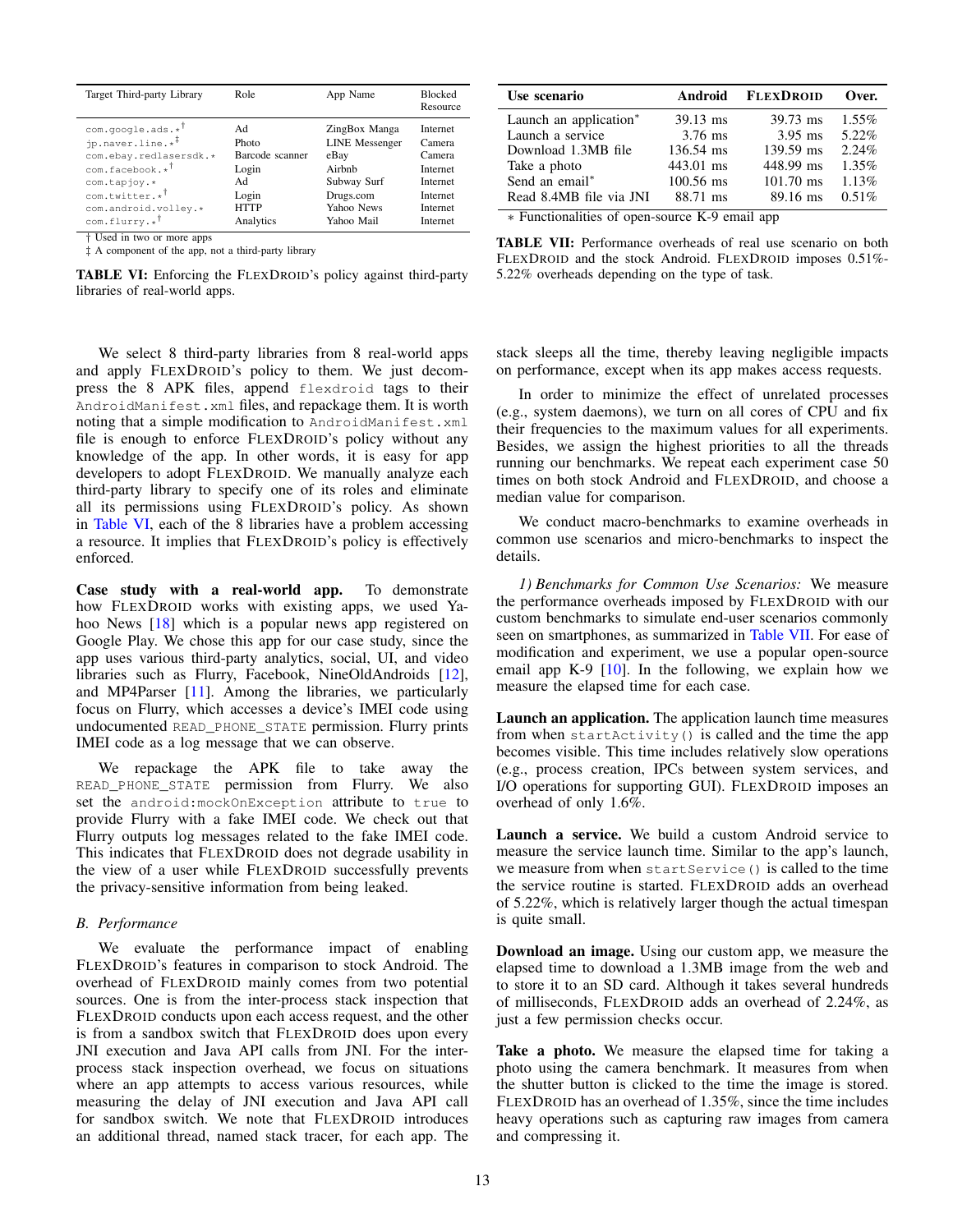| Target Third-party Library | Role | App Name | Blocked Resource |
|---|---|---|---|
| com.google.ads.*† | Ad | ZingBox Manga | Internet |
| jp.naver.line.*‡ | Photo | LINE Messenger | Camera |
| com.ebay.redlasersdk.* | Barcode scanner | eBay | Camera |
| com.facebook.*† | Login | Airbnb | Internet |
| com.tapjoy.* | Ad | Subway Surf | Internet |
| com.twitter.*† | Login | Drugs.com | Internet |
| com.android.volley.* | HTTP | Yahoo News | Internet |
| com.flurry.*† | Analytics | Yahoo Mail | Internet |

† Used in two or more apps
‡ A component of the app, not a third-party library

**TABLE VI:** Enforcing the FlexDroid's policy against third-party libraries of real-world apps.

| Use scenario | Android | FlexDroid | Over. |
|---|---|---|---|
| Launch an application* | 39.13 ms | 39.73 ms | 1.55% |
| Launch a service | 3.76 ms | 3.95 ms | 5.22% |
| Download 1.3MB file | 136.54 ms | 139.59 ms | 2.24% |
| Take a photo | 443.01 ms | 448.99 ms | 1.35% |
| Send an email* | 100.56 ms | 101.70 ms | 1.13% |
| Read 8.4MB file via JNI | 88.71 ms | 89.16 ms | 0.51% |

* Functionalities of open-source K-9 email app

**TABLE VII:** Performance overheads of real use scenario on both FlexDroid and the stock Android. FlexDroid imposes 0.51%-5.22% overheads depending on the type of task.

We select 8 third-party libraries from 8 real-world apps and apply FlexDroid's policy to them. We just decompress the 8 APK files, append `flexdroid` tags to their `AndroidManifest.xml` files, and repackage them. It is worth noting that a simple modification to `AndroidManifest.xml` file is enough to enforce FlexDroid's policy without any knowledge of the app. In other words, it is easy for app developers to adopt FlexDroid. We manually analyze each third-party library to specify one of its roles and eliminate all its permissions using FlexDroid's policy. As shown in Table VI, each of the 8 libraries have a problem accessing a resource. It implies that FlexDroid's policy is effectively enforced.

**Case study with a real-world app.** To demonstrate how FlexDroid works with existing apps, we used Yahoo News [18] which is a popular news app registered on Google Play. We chose this app for our case study, since the app uses various third-party analytics, social, UI, and video libraries such as Flurry, Facebook, NineOldAndroids [12], and MP4Parser [11]. Among the libraries, we particularly focus on Flurry, which accesses a device's IMEI code using undocumented `READ_PHONE_STATE` permission. Flurry prints IMEI code as a log message that we can observe.

We repackage the APK file to take away the `READ_PHONE_STATE` permission from Flurry. We also set the `android:mockOnException` attribute to `true` to provide Flurry with a fake IMEI code. We check out that Flurry outputs log messages related to the fake IMEI code. This indicates that FlexDroid does not degrade usability in the view of a user while FlexDroid successfully prevents the privacy-sensitive information from being leaked.

## B. Performance

We evaluate the performance impact of enabling FlexDroid's features in comparison to stock Android. The overhead of FlexDroid mainly comes from two potential sources. One is from the inter-process stack inspection that FlexDroid conducts upon each access request, and the other is from a sandbox switch that FlexDroid does upon every JNI execution and Java API calls from JNI. For the inter-process stack inspection overhead, we focus on situations where an app attempts to access various resources, while measuring the delay of JNI execution and Java API call for sandbox switch. We note that FlexDroid introduces an additional thread, named stack tracer, for each app. The stack sleeps all the time, thereby leaving negligible impacts on performance, except when its app makes access requests.

In order to minimize the effect of unrelated processes (e.g., system daemons), we turn on all cores of CPU and fix their frequencies to the maximum values for all experiments. Besides, we assign the highest priorities to all the threads running our benchmarks. We repeat each experiment case 50 times on both stock Android and FlexDroid, and choose a median value for comparison.

We conduct macro-benchmarks to examine overheads in common use scenarios and micro-benchmarks to inspect the details.

*1) Benchmarks for Common Use Scenarios:* We measure the performance overheads imposed by FlexDroid with our custom benchmarks to simulate end-user scenarios commonly seen on smartphones, as summarized in Table VII. For ease of modification and experiment, we use a popular open-source email app K-9 [10]. In the following, we explain how we measure the elapsed time for each case.

**Launch an application.** The application launch time measures from when `startActivity()` is called and the time the app becomes visible. This time includes relatively slow operations (e.g., process creation, IPCs between system services, and I/O operations for supporting GUI). FlexDroid imposes an overhead of only 1.6%.

**Launch a service.** We build a custom Android service to measure the service launch time. Similar to the app's launch, we measure from when `startService()` is called to the time the service routine is started. FlexDroid adds an overhead of 5.22%, which is relatively larger though the actual timespan is quite small.

**Download an image.** Using our custom app, we measure the elapsed time to download a 1.3MB image from the web and to store it to an SD card. Although it takes several hundreds of milliseconds, FlexDroid adds an overhead of 2.24%, as just a few permission checks occur.

**Take a photo.** We measure the elapsed time for taking a photo using the camera benchmark. It measures from when the shutter button is clicked to the time the image is stored. FlexDroid has an overhead of 1.35%, since the time includes heavy operations such as capturing raw images from camera and compressing it.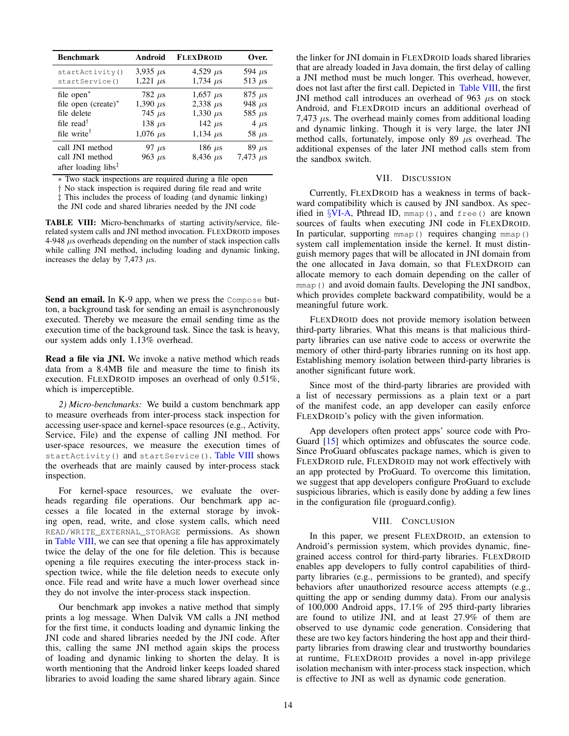| Benchmark | Android | FLEXDROID | Over. |
|---|---|---|---|
| `startActivity()` | 3,935 $\mu s$ | 4,529 $\mu s$ | 594 $\mu s$ |
| `startService()` | 1,221 $\mu s$ | 1,734 $\mu s$ | 513 $\mu s$ |
| file open* | 782 $\mu s$ | 1,657 $\mu s$ | 875 $\mu s$ |
| file open (create)* | 1,390 $\mu s$ | 2,338 $\mu s$ | 948 $\mu s$ |
| file delete | 745 $\mu s$ | 1,330 $\mu s$ | 585 $\mu s$ |
| file read† | 138 $\mu s$ | 142 $\mu s$ | 4 $\mu s$ |
| file write† | 1,076 $\mu s$ | 1,134 $\mu s$ | 58 $\mu s$ |
| call JNI method | 97 $\mu s$ | 186 $\mu s$ | 89 $\mu s$ |
| call JNI method after loading libs‡ | 963 $\mu s$ | 8,436 $\mu s$ | 7,473 $\mu s$ |

\* Two stack inspections are required during a file open
† No stack inspection is required during file read and write
‡ This includes the process of loading (and dynamic linking) the JNI code and shared libraries needed by the JNI code

**TABLE VIII:** Micro-benchmarks of starting activity/service, file-related system calls and JNI method invocation. FLEXDROID imposes 4-948 $\mu s$ overheads depending on the number of stack inspection calls while calling JNI method, including loading and dynamic linking, increases the delay by 7,473 $\mu s$.

**Send an email.** In K-9 app, when we press the `Compose` button, a background task for sending an email is asynchronously executed. Thereby we measure the email sending time as the execution time of the background task. Since the task is heavy, our system adds only 1.13% overhead.

**Read a file via JNI.** We invoke a native method which reads data from a 8.4MB file and measure the time to finish its execution. FLEXDROID imposes an overhead of only 0.51%, which is imperceptible.

*2) Micro-benchmarks:* We build a custom benchmark app to measure overheads from inter-process stack inspection for accessing user-space and kernel-space resources (e.g., Activity, Service, File) and the expense of calling JNI method. For user-space resources, we measure the execution times of `startActivity()` and `startService()`. Table VIII shows the overheads that are mainly caused by inter-process stack inspection.

For kernel-space resources, we evaluate the overheads regarding file operations. Our benchmark app accesses a file located in the external storage by invoking open, read, write, and close system calls, which need `READ/WRITE_EXTERNAL_STORAGE` permissions. As shown in Table VIII, we can see that opening a file has approximately twice the delay of the one for file deletion. This is because opening a file requires executing the inter-process stack inspection twice, while the file deletion needs to execute only once. File read and write have a much lower overhead since they do not involve the inter-process stack inspection.

Our benchmark app invokes a native method that simply prints a log message. When Dalvik VM calls a JNI method for the first time, it conducts loading and dynamic linking the JNI code and shared libraries needed by the JNI code. After this, calling the same JNI method again skips the process of loading and dynamic linking to shorten the delay. It is worth mentioning that the Android linker keeps loaded shared libraries to avoid loading the same shared library again. Since the linker for JNI domain in FLEXDROID loads shared libraries that are already loaded in Java domain, the first delay of calling a JNI method must be much longer. This overhead, however, does not last after the first call. Depicted in Table VIII, the first JNI method call introduces an overhead of 963 $\mu s$ on stock Android, and FLEXDROID incurs an additional overhead of 7,473 $\mu s$. The overhead mainly comes from additional loading and dynamic linking. Though it is very large, the later JNI method calls, fortunately, impose only 89 $\mu s$ overhead. The additional expenses of the later JNI method calls stem from the sandbox switch.

## VII. Discussion

Currently, FLEXDROID has a weakness in terms of backward compatibility which is caused by JNI sandbox. As specified in §VI-A, Pthread ID, `mmap()`, and `free()` are known sources of faults when executing JNI code in FLEXDROID. In particular, supporting `mmap()` requires changing `mmap()` system call implementation inside the kernel. It must distinguish memory pages that will be allocated in JNI domain from the one allocated in Java domain, so that FLEXDROID can allocate memory to each domain depending on the caller of `mmap()` and avoid domain faults. Developing the JNI sandbox, which provides complete backward compatibility, would be a meaningful future work.

FLEXDROID does not provide memory isolation between third-party libraries. What this means is that malicious third-party libraries can use native code to access or overwrite the memory of other third-party libraries running on its host app. Establishing memory isolation between third-party libraries is another significant future work.

Since most of the third-party libraries are provided with a list of necessary permissions as a plain text or a part of the manifest code, an app developer can easily enforce FLEXDROID's policy with the given information.

App developers often protect apps' source code with ProGuard [15] which optimizes and obfuscates the source code. Since ProGuard obfuscates package names, which is given to FLEXDROID rule, FLEXDROID may not work effectively with an app protected by ProGuard. To overcome this limitation, we suggest that app developers configure ProGuard to exclude suspicious libraries, which is easily done by adding a few lines in the configuration file (proguard.config).

## VIII. Conclusion

In this paper, we present FLEXDROID, an extension to Android's permission system, which provides dynamic, fine-grained access control for third-party libraries. FLEXDROID enables app developers to fully control capabilities of third-party libraries (e.g., permissions to be granted), and specify behaviors after unauthorized resource access attempts (e.g., quitting the app or sending dummy data). From our analysis of 100,000 Android apps, 17.1% of 295 third-party libraries are found to utilize JNI, and at least 27.9% of them are observed to use dynamic code generation. Considering that these are two key factors hindering the host app and their third-party libraries from drawing clear and trustworthy boundaries at runtime, FLEXDROID provides a novel in-app privilege isolation mechanism with inter-process stack inspection, which is effective to JNI as well as dynamic code generation.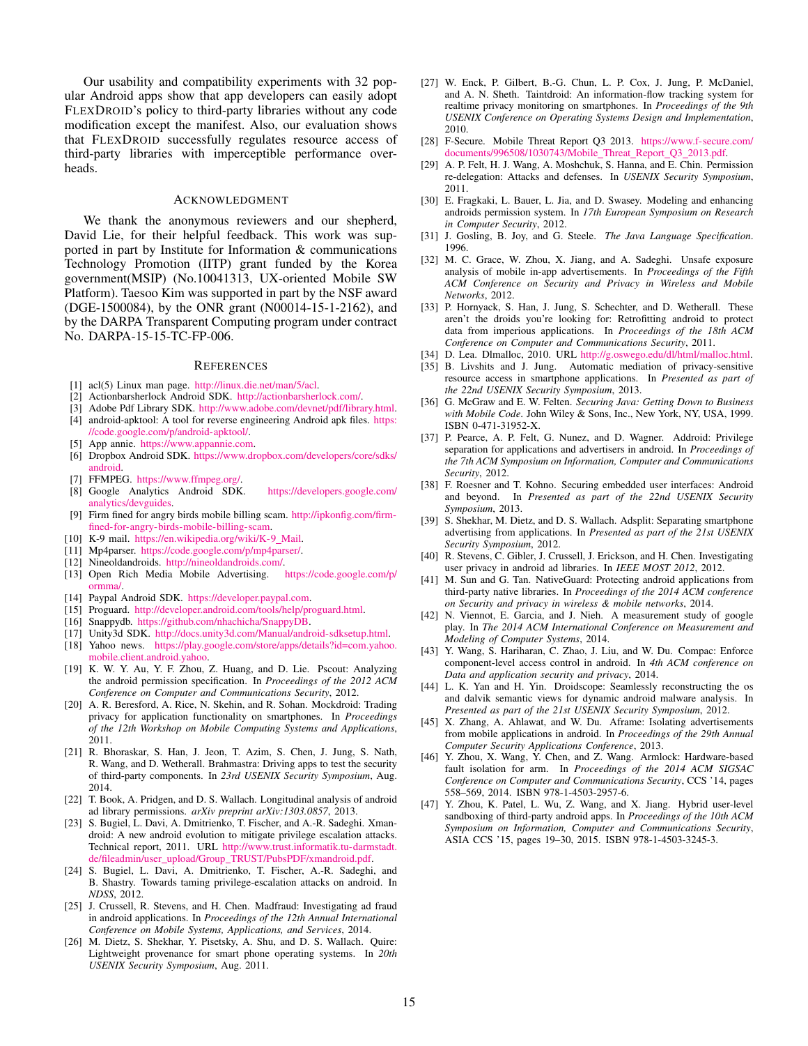Our usability and compatibility experiments with 32 popular Android apps show that app developers can easily adopt FLEXDROID's policy to third-party libraries without any code modification except the manifest. Also, our evaluation shows that FLEXDROID successfully regulates resource access of third-party libraries with imperceptible performance overheads.

## ACKNOWLEDGMENT

We thank the anonymous reviewers and our shepherd, David Lie, for their helpful feedback. This work was supported in part by Institute for Information & communications Technology Promotion (IITP) grant funded by the Korea government(MSIP) (No.10041313, UX-oriented Mobile SW Platform). Taesoo Kim was supported in part by the NSF award (DGE-1500084), by the ONR grant (N00014-15-1-2162), and by the DARPA Transparent Computing program under contract No. DARPA-15-15-TC-FP-006.

## REFERENCES

[1] acl(5) Linux man page. http://linux.die.net/man/5/acl.

[2] Actionbarsherlock Android SDK. http://actionbarsherlock.com/.

[3] Adobe Pdf Library SDK. http://www.adobe.com/devnet/pdf/library.html.

[4] android-apktool: A tool for reverse engineering Android apk files. https://code.google.com/p/android-apktool/.

[5] App annie. https://www.appannie.com.

[6] Dropbox Android SDK. https://www.dropbox.com/developers/core/sdks/android.

[7] FFMPEG. https://www.ffmpeg.org/.

[8] Google Analytics Android SDK. https://developers.google.com/analytics/devguides.

[9] Firm fined for angry birds mobile billing scam. http://ipkonfig.com/firm-fined-for-angry-birds-mobile-billing-scam.

[10] K-9 mail. https://en.wikipedia.org/wiki/K-9_Mail.

[11] Mp4parser. https://code.google.com/p/mp4parser/.

[12] Nineoldandroids. http://nineoldandroids.com/.

[13] Open Rich Media Mobile Advertising. https://code.google.com/p/ormma/.

[14] Paypal Android SDK. https://developer.paypal.com.

[15] Proguard. http://developer.android.com/tools/help/proguard.html.

[16] Snappydb. https://github.com/nhachicha/SnappyDB.

[17] Unity3d SDK. http://docs.unity3d.com/Manual/android-sdksetup.html.

[18] Yahoo news. https://play.google.com/store/apps/details?id=com.yahoo.mobile.client.android.yahoo.

[19] K. W. Y. Au, Y. F. Zhou, Z. Huang, and D. Lie. Pscout: Analyzing the android permission specification. In *Proceedings of the 2012 ACM Conference on Computer and Communications Security*, 2012.

[20] A. R. Beresford, A. Rice, N. Skehin, and R. Sohan. Mockdroid: Trading privacy for application functionality on smartphones. In *Proceedings of the 12th Workshop on Mobile Computing Systems and Applications*, 2011.

[21] R. Bhoraskar, S. Han, J. Jeon, T. Azim, S. Chen, J. Jung, S. Nath, R. Wang, and D. Wetherall. Brahmastra: Driving apps to test the security of third-party components. In *23rd USENIX Security Symposium*, Aug. 2014.

[22] T. Book, A. Pridgen, and D. S. Wallach. Longitudinal analysis of android ad library permissions. *arXiv preprint arXiv:1303.0857*, 2013.

[23] S. Bugiel, L. Davi, A. Dmitrienko, T. Fischer, and A.-R. Sadeghi. Xmandroid: A new android evolution to mitigate privilege escalation attacks. Technical report, 2011. URL http://www.trust.informatik.tu-darmstadt.de/fileadmin/user_upload/Group_TRUST/PubsPDF/xmandroid.pdf.

[24] S. Bugiel, L. Davi, A. Dmitrienko, T. Fischer, A.-R. Sadeghi, and B. Shastry. Towards taming privilege-escalation attacks on android. In *NDSS*, 2012.

[25] J. Crussell, R. Stevens, and H. Chen. Madfraud: Investigating ad fraud in android applications. In *Proceedings of the 12th Annual International Conference on Mobile Systems, Applications, and Services*, 2014.

[26] M. Dietz, S. Shekhar, Y. Pisetsky, A. Shu, and D. S. Wallach. Quire: Lightweight provenance for smart phone operating systems. In *20th USENIX Security Symposium*, Aug. 2011.

[27] W. Enck, P. Gilbert, B.-G. Chun, L. P. Cox, J. Jung, P. McDaniel, and A. N. Sheth. Taintdroid: An information-flow tracking system for realtime privacy monitoring on smartphones. In *Proceedings of the 9th USENIX Conference on Operating Systems Design and Implementation*, 2010.

[28] F-Secure. Mobile Threat Report Q3 2013. https://www.f-secure.com/documents/996508/1030743/Mobile_Threat_Report_Q3_2013.pdf.

[29] A. P. Felt, H. J. Wang, A. Moshchuk, S. Hanna, and E. Chin. Permission re-delegation: Attacks and defenses. In *USENIX Security Symposium*, 2011.

[30] E. Fragkaki, L. Bauer, L. Jia, and D. Swasey. Modeling and enhancing androids permission system. In *17th European Symposium on Research in Computer Security*, 2012.

[31] J. Gosling, B. Joy, and G. Steele. *The Java Language Specification*. 1996.

[32] M. C. Grace, W. Zhou, X. Jiang, and A. Sadeghi. Unsafe exposure analysis of mobile in-app advertisements. In *Proceedings of the Fifth ACM Conference on Security and Privacy in Wireless and Mobile Networks*, 2012.

[33] P. Hornyack, S. Han, J. Jung, S. Schechter, and D. Wetherall. These aren't the droids you're looking for: Retrofitting android to protect data from imperious applications. In *Proceedings of the 18th ACM Conference on Computer and Communications Security*, 2011.

[34] D. Lea. Dlmalloc, 2010. URL http://g.oswego.edu/dl/html/malloc.html.

[35] B. Livshits and J. Jung. Automatic mediation of privacy-sensitive resource access in smartphone applications. In *Presented as part of the 22nd USENIX Security Symposium*, 2013.

[36] G. McGraw and E. W. Felten. *Securing Java: Getting Down to Business with Mobile Code*. John Wiley & Sons, Inc., New York, NY, USA, 1999. ISBN 0-471-31952-X.

[37] P. Pearce, A. P. Felt, G. Nunez, and D. Wagner. Addroid: Privilege separation for applications and advertisers in android. In *Proceedings of the 7th ACM Symposium on Information, Computer and Communications Security*, 2012.

[38] F. Roesner and T. Kohno. Securing embedded user interfaces: Android and beyond. In *Presented as part of the 22nd USENIX Security Symposium*, 2013.

[39] S. Shekhar, M. Dietz, and D. S. Wallach. Adsplit: Separating smartphone advertising from applications. In *Presented as part of the 21st USENIX Security Symposium*, 2012.

[40] R. Stevens, C. Gibler, J. Crussell, J. Erickson, and H. Chen. Investigating user privacy in android ad libraries. In *IEEE MOST 2012*, 2012.

[41] M. Sun and G. Tan. NativeGuard: Protecting android applications from third-party native libraries. In *Proceedings of the 2014 ACM conference on Security and privacy in wireless & mobile networks*, 2014.

[42] N. Viennot, E. Garcia, and J. Nieh. A measurement study of google play. In *The 2014 ACM International Conference on Measurement and Modeling of Computer Systems*, 2014.

[43] Y. Wang, S. Hariharan, C. Zhao, J. Liu, and W. Du. Compac: Enforce component-level access control in android. In *4th ACM conference on Data and application security and privacy*, 2014.

[44] L. K. Yan and H. Yin. Droidscope: Seamlessly reconstructing the os and dalvik semantic views for dynamic android malware analysis. In *Presented as part of the 21st USENIX Security Symposium*, 2012.

[45] X. Zhang, A. Ahlawat, and W. Du. Aframe: Isolating advertisements from mobile applications in android. In *Proceedings of the 29th Annual Computer Security Applications Conference*, 2013.

[46] Y. Zhou, X. Wang, Y. Chen, and Z. Wang. Armlock: Hardware-based fault isolation for arm. In *Proceedings of the 2014 ACM SIGSAC Conference on Computer and Communications Security*, CCS '14, pages 558–569, 2014. ISBN 978-1-4503-2957-6.

[47] Y. Zhou, K. Patel, L. Wu, Z. Wang, and X. Jiang. Hybrid user-level sandboxing of third-party android apps. In *Proceedings of the 10th ACM Symposium on Information, Computer and Communications Security*, ASIA CCS '15, pages 19–30, 2015. ISBN 978-1-4503-3245-3.